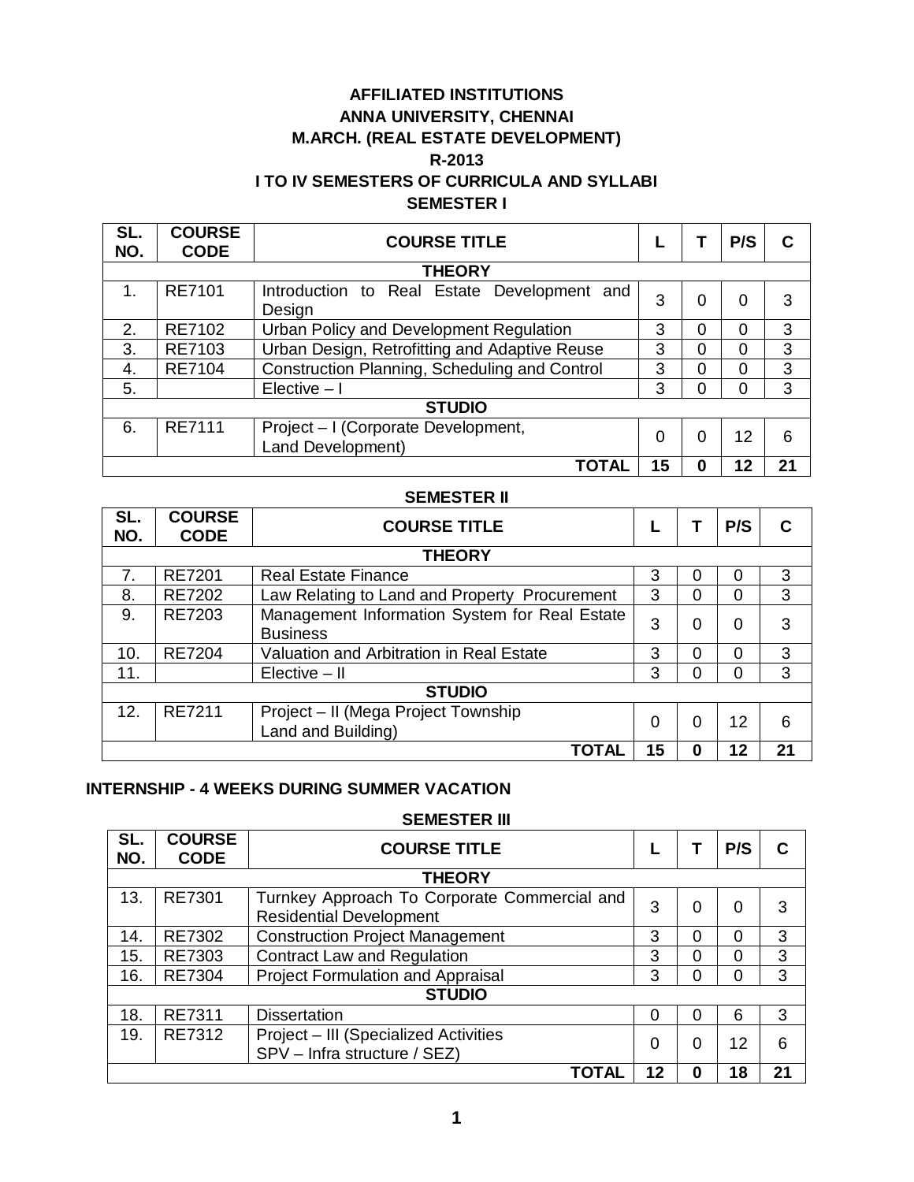# AFFILIATED INSTITUTIONS
# ANNA UNIVERSITY, CHENNAI
# M.ARCH. (REAL ESTATE DEVELOPMENT)
# R-2013
# I TO IV SEMESTERS OF CURRICULA AND SYLLABI

## SEMESTER I

| SL. NO. | COURSE CODE | COURSE TITLE | L | T | P/S | C |
|---|---|---|---|---|---|---|
| **THEORY** | | | | | | |
| 1. | RE7101 | Introduction to Real Estate Development and Design | 3 | 0 | 0 | 3 |
| 2. | RE7102 | Urban Policy and Development Regulation | 3 | 0 | 0 | 3 |
| 3. | RE7103 | Urban Design, Retrofitting and Adaptive Reuse | 3 | 0 | 0 | 3 |
| 4. | RE7104 | Construction Planning, Scheduling and Control | 3 | 0 | 0 | 3 |
| 5. | | Elective – I | 3 | 0 | 0 | 3 |
| **STUDIO** | | | | | | |
| 6. | RE7111 | Project – I (Corporate Development, Land Development) | 0 | 0 | 12 | 6 |
| | | **TOTAL** | **15** | **0** | **12** | **21** |

## SEMESTER II

| SL. NO. | COURSE CODE | COURSE TITLE | L | T | P/S | C |
|---|---|---|---|---|---|---|
| **THEORY** | | | | | | |
| 7. | RE7201 | Real Estate Finance | 3 | 0 | 0 | 3 |
| 8. | RE7202 | Law Relating to Land and Property Procurement | 3 | 0 | 0 | 3 |
| 9. | RE7203 | Management Information System for Real Estate Business | 3 | 0 | 0 | 3 |
| 10. | RE7204 | Valuation and Arbitration in Real Estate | 3 | 0 | 0 | 3 |
| 11. | | Elective – II | 3 | 0 | 0 | 3 |
| **STUDIO** | | | | | | |
| 12. | RE7211 | Project – II (Mega Project Township Land and Building) | 0 | 0 | 12 | 6 |
| | | **TOTAL** | **15** | **0** | **12** | **21** |

**INTERNSHIP - 4 WEEKS DURING SUMMER VACATION**

## SEMESTER III

| SL. NO. | COURSE CODE | COURSE TITLE | L | T | P/S | C |
|---|---|---|---|---|---|---|
| **THEORY** | | | | | | |
| 13. | RE7301 | Turnkey Approach To Corporate Commercial and Residential Development | 3 | 0 | 0 | 3 |
| 14. | RE7302 | Construction Project Management | 3 | 0 | 0 | 3 |
| 15. | RE7303 | Contract Law and Regulation | 3 | 0 | 0 | 3 |
| 16. | RE7304 | Project Formulation and Appraisal | 3 | 0 | 0 | 3 |
| **STUDIO** | | | | | | |
| 18. | RE7311 | Dissertation | 0 | 0 | 6 | 3 |
| 19. | RE7312 | Project – III (Specialized Activities SPV – Infra structure / SEZ) | 0 | 0 | 12 | 6 |
| | | **TOTAL** | **12** | **0** | **18** | **21** |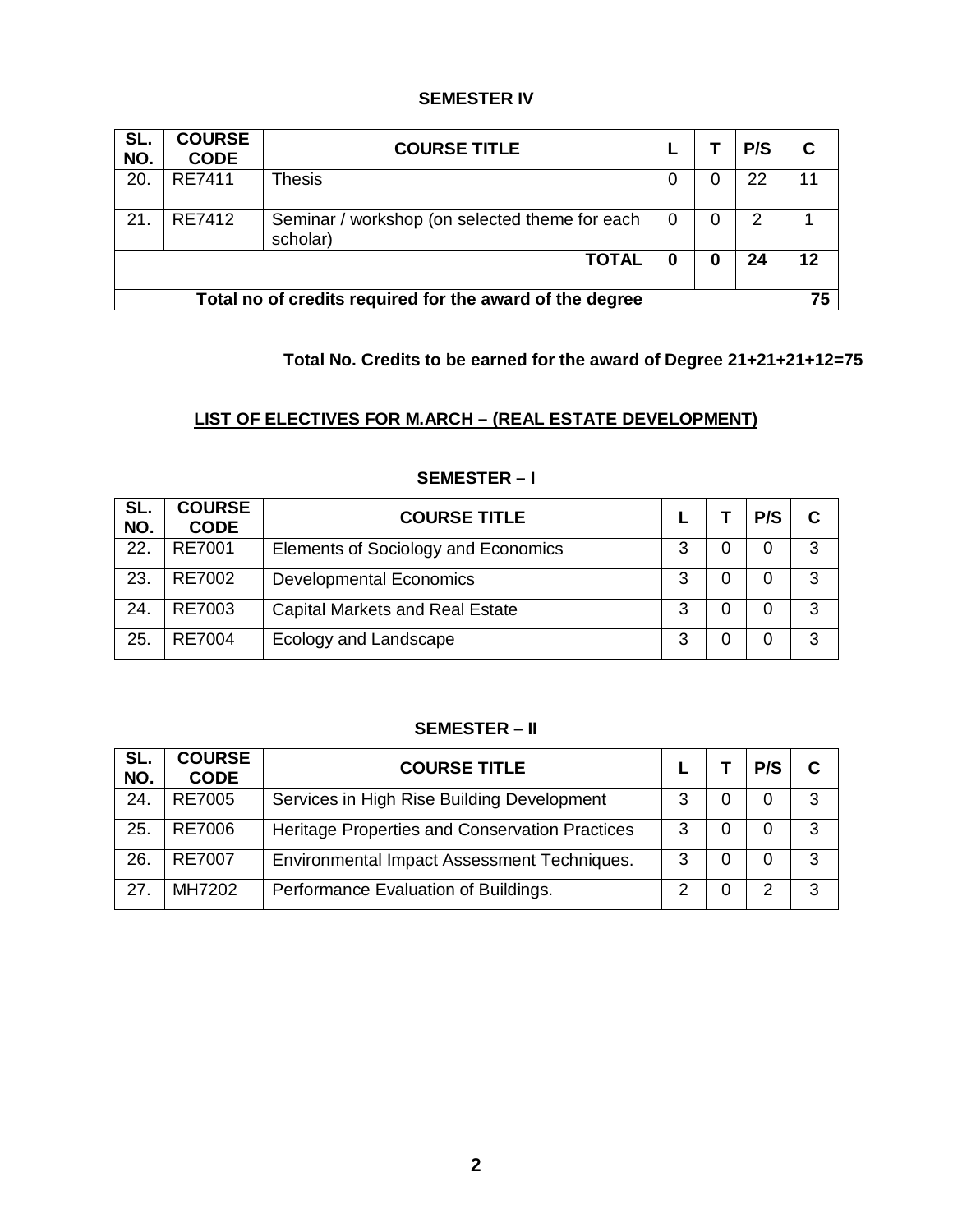### SEMESTER IV

| SL. NO. | COURSE CODE | COURSE TITLE | L | T | P/S | C |
|---|---|---|---|---|---|---|
| 20. | RE7411 | Thesis | 0 | 0 | 22 | 11 |
| 21. | RE7412 | Seminar / workshop (on selected theme for each scholar) | 0 | 0 | 2 | 1 |
| | | **TOTAL** | **0** | **0** | **24** | **12** |
| **Total no of credits required for the award of the degree** | | | | | | **75** |

**Total No. Credits to be earned for the award of Degree 21+21+21+12=75**

## LIST OF ELECTIVES FOR M.ARCH – (REAL ESTATE DEVELOPMENT)

### SEMESTER – I

| SL. NO. | COURSE CODE | COURSE TITLE | L | T | P/S | C |
|---|---|---|---|---|---|---|
| 22. | RE7001 | Elements of Sociology and Economics | 3 | 0 | 0 | 3 |
| 23. | RE7002 | Developmental Economics | 3 | 0 | 0 | 3 |
| 24. | RE7003 | Capital Markets and Real Estate | 3 | 0 | 0 | 3 |
| 25. | RE7004 | Ecology and Landscape | 3 | 0 | 0 | 3 |

### SEMESTER – II

| SL. NO. | COURSE CODE | COURSE TITLE | L | T | P/S | C |
|---|---|---|---|---|---|---|
| 24. | RE7005 | Services in High Rise Building Development | 3 | 0 | 0 | 3 |
| 25. | RE7006 | Heritage Properties and Conservation Practices | 3 | 0 | 0 | 3 |
| 26. | RE7007 | Environmental Impact Assessment Techniques. | 3 | 0 | 0 | 3 |
| 27. | MH7202 | Performance Evaluation of Buildings. | 2 | 0 | 2 | 3 |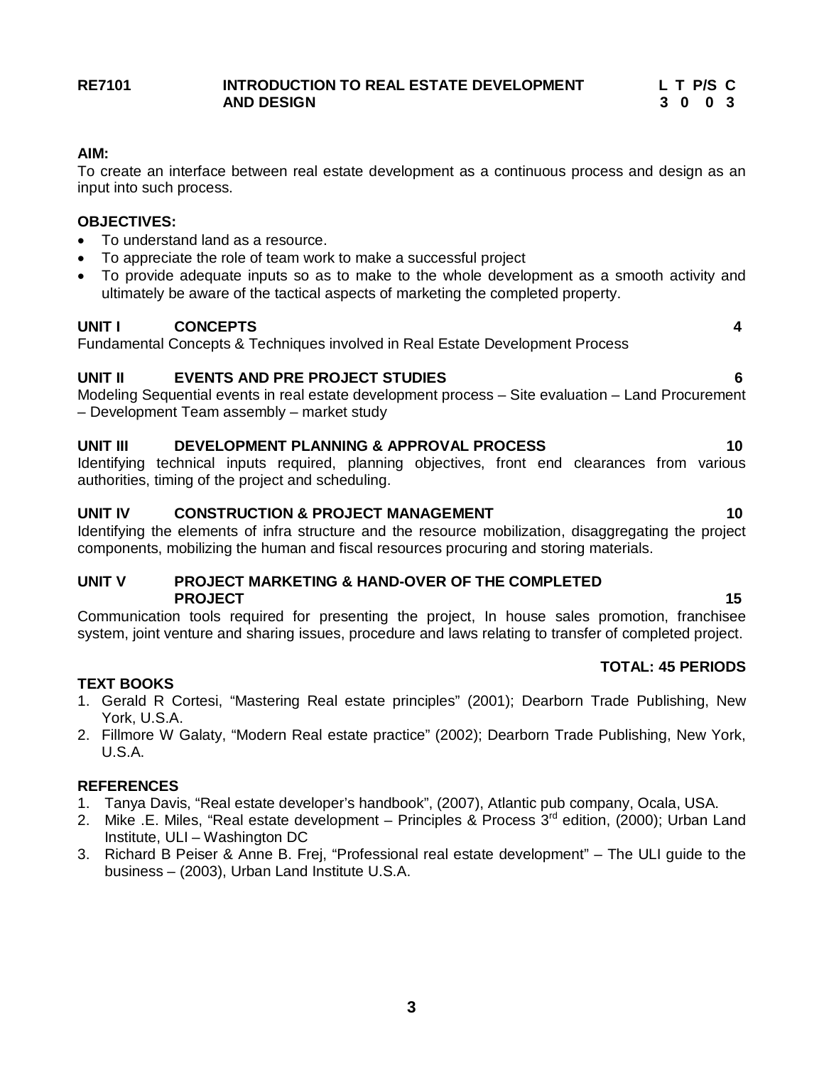**RE7101 INTRODUCTION TO REAL ESTATE DEVELOPMENT AND DESIGN**

| L | T | P/S | C |
|---|---|---|---|
| 3 | 0 | 0 | 3 |

**AIM:**

To create an interface between real estate development as a continuous process and design as an input into such process.

**OBJECTIVES:**

- To understand land as a resource.
- To appreciate the role of team work to make a successful project
- To provide adequate inputs so as to make to the whole development as a smooth activity and ultimately be aware of the tactical aspects of marketing the completed property.

**UNIT I CONCEPTS 4**

Fundamental Concepts & Techniques involved in Real Estate Development Process

**UNIT II EVENTS AND PRE PROJECT STUDIES 6**

Modeling Sequential events in real estate development process – Site evaluation – Land Procurement – Development Team assembly – market study

**UNIT III DEVELOPMENT PLANNING & APPROVAL PROCESS 10**

Identifying technical inputs required, planning objectives, front end clearances from various authorities, timing of the project and scheduling.

**UNIT IV CONSTRUCTION & PROJECT MANAGEMENT 10**

Identifying the elements of infra structure and the resource mobilization, disaggregating the project components, mobilizing the human and fiscal resources procuring and storing materials.

**UNIT V PROJECT MARKETING & HAND-OVER OF THE COMPLETED PROJECT 15**

Communication tools required for presenting the project, In house sales promotion, franchisee system, joint venture and sharing issues, procedure and laws relating to transfer of completed project.

**TOTAL: 45 PERIODS**

**TEXT BOOKS**

1. Gerald R Cortesi, "Mastering Real estate principles" (2001); Dearborn Trade Publishing, New York, U.S.A.
2. Fillmore W Galaty, "Modern Real estate practice" (2002); Dearborn Trade Publishing, New York, U.S.A.

**REFERENCES**

1. Tanya Davis, "Real estate developer's handbook", (2007), Atlantic pub company, Ocala, USA.
2. Mike .E. Miles, "Real estate development – Principles & Process 3rd edition, (2000); Urban Land Institute, ULI – Washington DC
3. Richard B Peiser & Anne B. Frej, "Professional real estate development" – The ULI guide to the business – (2003), Urban Land Institute U.S.A.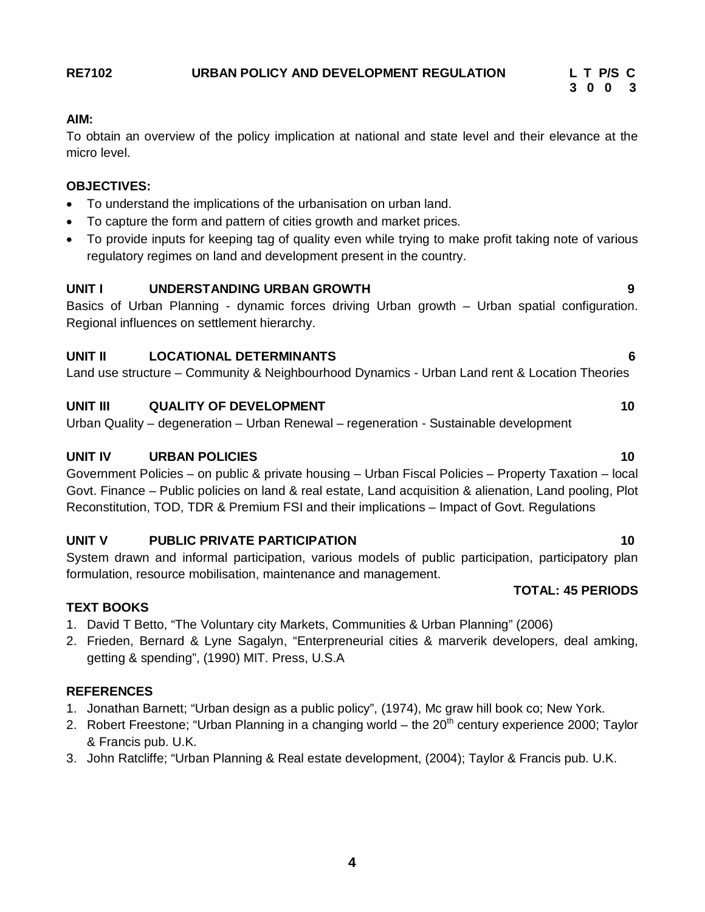**RE7102 URBAN POLICY AND DEVELOPMENT REGULATION**

| L | T | P/S | C |
|---|---|---|---|
| 3 | 0 | 0 | 3 |

**AIM:**

To obtain an overview of the policy implication at national and state level and their elevance at the micro level.

**OBJECTIVES:**

- To understand the implications of the urbanisation on urban land.
- To capture the form and pattern of cities growth and market prices.
- To provide inputs for keeping tag of quality even while trying to make profit taking note of various regulatory regimes on land and development present in the country.

**UNIT I UNDERSTANDING URBAN GROWTH 9**

Basics of Urban Planning - dynamic forces driving Urban growth – Urban spatial configuration. Regional influences on settlement hierarchy.

**UNIT II LOCATIONAL DETERMINANTS 6**

Land use structure – Community & Neighbourhood Dynamics - Urban Land rent & Location Theories

**UNIT III QUALITY OF DEVELOPMENT 10**

Urban Quality – degeneration – Urban Renewal – regeneration - Sustainable development

**UNIT IV URBAN POLICIES 10**

Government Policies – on public & private housing – Urban Fiscal Policies – Property Taxation – local Govt. Finance – Public policies on land & real estate, Land acquisition & alienation, Land pooling, Plot Reconstitution, TOD, TDR & Premium FSI and their implications – Impact of Govt. Regulations

**UNIT V PUBLIC PRIVATE PARTICIPATION 10**

System drawn and informal participation, various models of public participation, participatory plan formulation, resource mobilisation, maintenance and management.

**TOTAL: 45 PERIODS**

**TEXT BOOKS**

1. David T Betto, “The Voluntary city Markets, Communities & Urban Planning” (2006)
2. Frieden, Bernard & Lyne Sagalyn, “Enterpreneurial cities & marverik developers, deal amking, getting & spending”, (1990) MIT. Press, U.S.A

**REFERENCES**

1. Jonathan Barnett; “Urban design as a public policy”, (1974), Mc graw hill book co; New York.
2. Robert Freestone; “Urban Planning in a changing world – the 20th century experience 2000; Taylor & Francis pub. U.K.
3. John Ratcliffe; “Urban Planning & Real estate development, (2004); Taylor & Francis pub. U.K.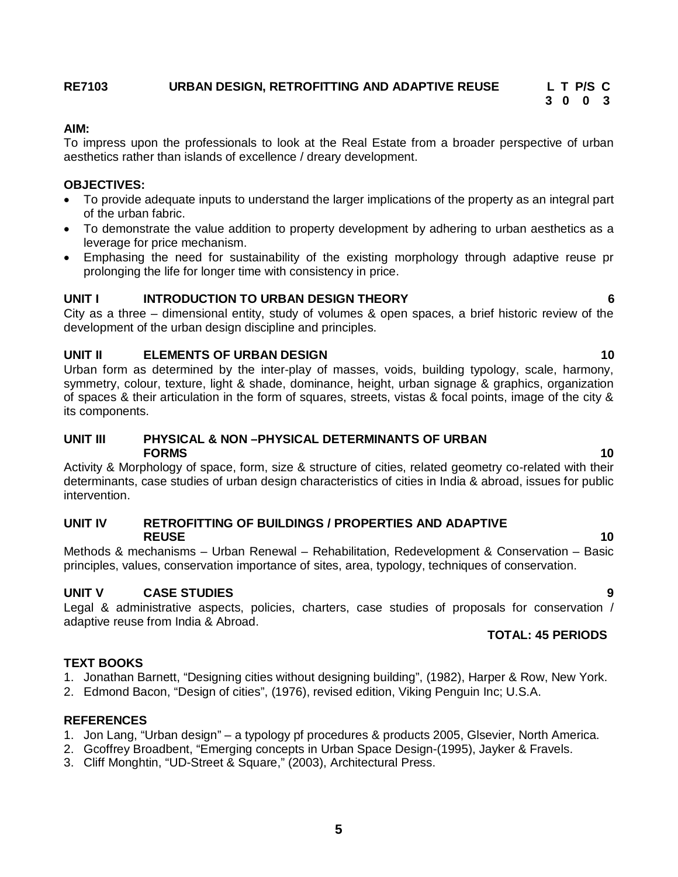**RE7103 URBAN DESIGN, RETROFITTING AND ADAPTIVE REUSE**

| L | T | P/S | C |
|---|---|---|---|
| 3 | 0 | 0 | 3 |

**AIM:**

To impress upon the professionals to look at the Real Estate from a broader perspective of urban aesthetics rather than islands of excellence / dreary development.

**OBJECTIVES:**

- To provide adequate inputs to understand the larger implications of the property as an integral part of the urban fabric.
- To demonstrate the value addition to property development by adhering to urban aesthetics as a leverage for price mechanism.
- Emphasing the need for sustainability of the existing morphology through adaptive reuse pr prolonging the life for longer time with consistency in price.

**UNIT I INTRODUCTION TO URBAN DESIGN THEORY 6**

City as a three – dimensional entity, study of volumes & open spaces, a brief historic review of the development of the urban design discipline and principles.

**UNIT II ELEMENTS OF URBAN DESIGN 10**

Urban form as determined by the inter-play of masses, voids, building typology, scale, harmony, symmetry, colour, texture, light & shade, dominance, height, urban signage & graphics, organization of spaces & their articulation in the form of squares, streets, vistas & focal points, image of the city & its components.

**UNIT III PHYSICAL & NON –PHYSICAL DETERMINANTS OF URBAN FORMS 10**

Activity & Morphology of space, form, size & structure of cities, related geometry co-related with their determinants, case studies of urban design characteristics of cities in India & abroad, issues for public intervention.

**UNIT IV RETROFITTING OF BUILDINGS / PROPERTIES AND ADAPTIVE REUSE 10**

Methods & mechanisms – Urban Renewal – Rehabilitation, Redevelopment & Conservation – Basic principles, values, conservation importance of sites, area, typology, techniques of conservation.

**UNIT V CASE STUDIES 9**

Legal & administrative aspects, policies, charters, case studies of proposals for conservation / adaptive reuse from India & Abroad.

**TOTAL: 45 PERIODS**

**TEXT BOOKS**

1. Jonathan Barnett, "Designing cities without designing building", (1982), Harper & Row, New York.
2. Edmond Bacon, "Design of cities", (1976), revised edition, Viking Penguin Inc; U.S.A.

**REFERENCES**

1. Jon Lang, "Urban design" – a typology pf procedures & products 2005, Glsevier, North America.
2. Gcoffrey Broadbent, "Emerging concepts in Urban Space Design-(1995), Jayker & Fravels.
3. Cliff Monghtin, "UD-Street & Square," (2003), Architectural Press.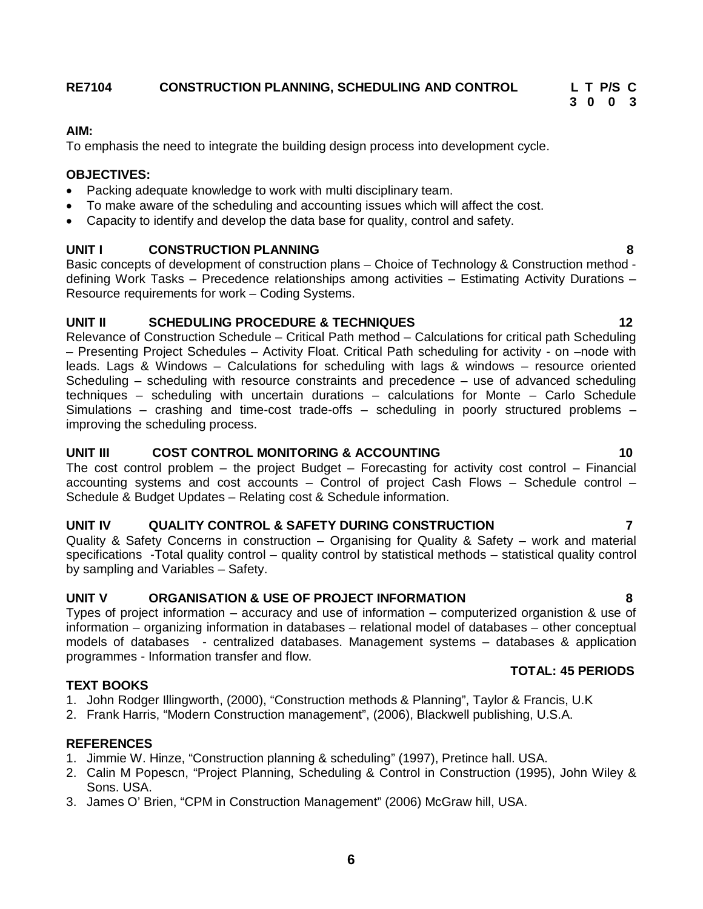**RE7104 CONSTRUCTION PLANNING, SCHEDULING AND CONTROL**

| L | T | P/S | C |
|---|---|---|---|
| 3 | 0 | 0 | 3 |

**AIM:**

To emphasis the need to integrate the building design process into development cycle.

**OBJECTIVES:**

- Packing adequate knowledge to work with multi disciplinary team.
- To make aware of the scheduling and accounting issues which will affect the cost.
- Capacity to identify and develop the data base for quality, control and safety.

**UNIT I CONSTRUCTION PLANNING 8**

Basic concepts of development of construction plans – Choice of Technology & Construction method - defining Work Tasks – Precedence relationships among activities – Estimating Activity Durations – Resource requirements for work – Coding Systems.

**UNIT II SCHEDULING PROCEDURE & TECHNIQUES 12**

Relevance of Construction Schedule – Critical Path method – Calculations for critical path Scheduling – Presenting Project Schedules – Activity Float. Critical Path scheduling for activity - on –node with leads. Lags & Windows – Calculations for scheduling with lags & windows – resource oriented Scheduling – scheduling with resource constraints and precedence – use of advanced scheduling techniques – scheduling with uncertain durations – calculations for Monte – Carlo Schedule Simulations – crashing and time-cost trade-offs – scheduling in poorly structured problems – improving the scheduling process.

**UNIT III COST CONTROL MONITORING & ACCOUNTING 10**

The cost control problem – the project Budget – Forecasting for activity cost control – Financial accounting systems and cost accounts – Control of project Cash Flows – Schedule control – Schedule & Budget Updates – Relating cost & Schedule information.

**UNIT IV QUALITY CONTROL & SAFETY DURING CONSTRUCTION 7**

Quality & Safety Concerns in construction – Organising for Quality & Safety – work and material specifications -Total quality control – quality control by statistical methods – statistical quality control by sampling and Variables – Safety.

**UNIT V ORGANISATION & USE OF PROJECT INFORMATION 8**

Types of project information – accuracy and use of information – computerized organistion & use of information – organizing information in databases – relational model of databases – other conceptual models of databases - centralized databases. Management systems – databases & application programmes - Information transfer and flow.

**TOTAL: 45 PERIODS**

**TEXT BOOKS**

1. John Rodger Illingworth, (2000), "Construction methods & Planning", Taylor & Francis, U.K
2. Frank Harris, "Modern Construction management", (2006), Blackwell publishing, U.S.A.

**REFERENCES**

1. Jimmie W. Hinze, "Construction planning & scheduling" (1997), Pretince hall. USA.
2. Calin M Popescn, "Project Planning, Scheduling & Control in Construction (1995), John Wiley & Sons. USA.
3. James O' Brien, "CPM in Construction Management" (2006) McGraw hill, USA.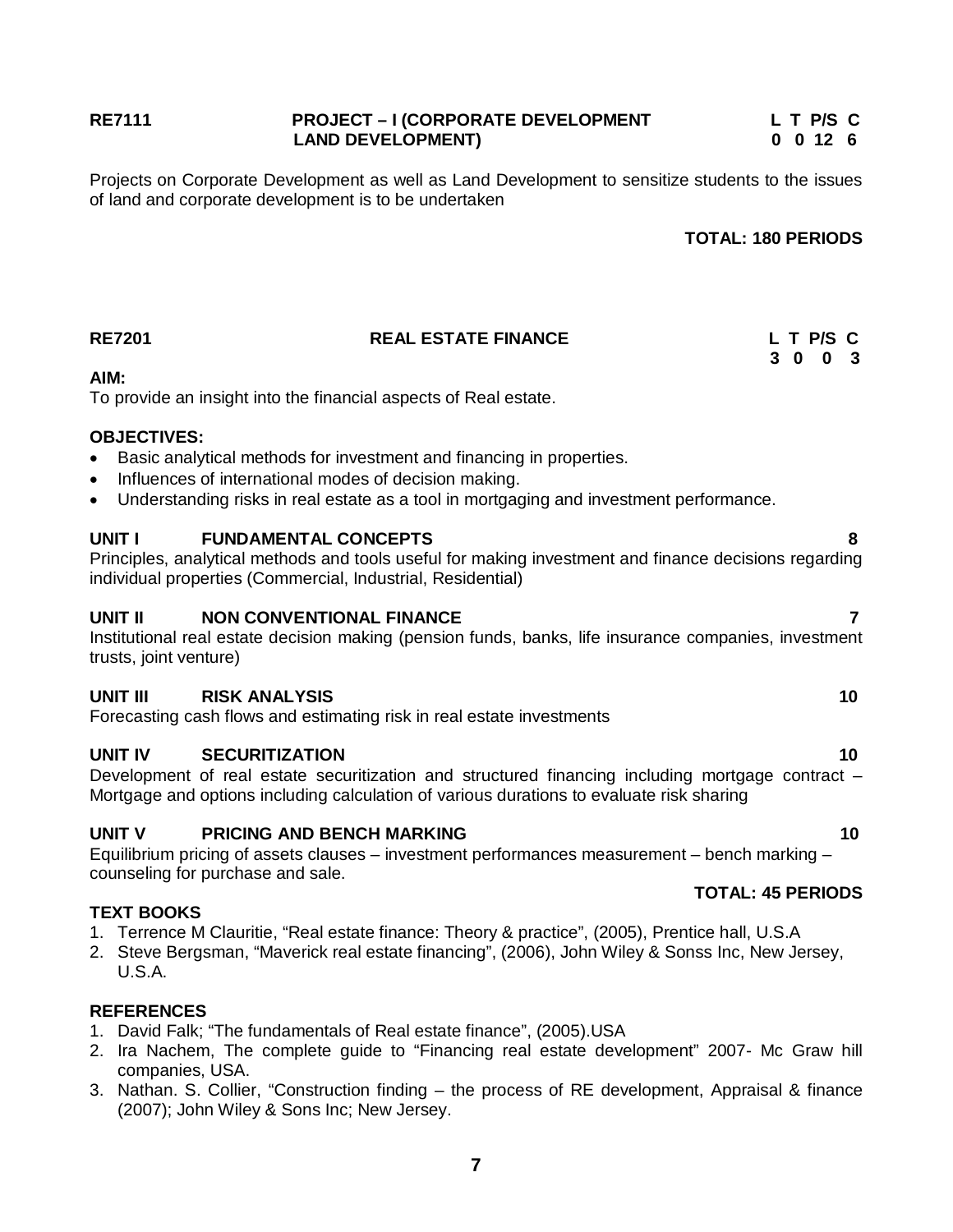**RE7111 PROJECT – I (CORPORATE DEVELOPMENT LAND DEVELOPMENT)**

| L | T | P/S | C |
|---|---|---|---|
| 0 | 0 | 12 | 6 |

Projects on Corporate Development as well as Land Development to sensitize students to the issues of land and corporate development is to be undertaken

**TOTAL: 180 PERIODS**

**RE7201 REAL ESTATE FINANCE**

| L | T | P/S | C |
|---|---|---|---|
| 3 | 0 | 0 | 3 |

**AIM:**

To provide an insight into the financial aspects of Real estate.

**OBJECTIVES:**

- Basic analytical methods for investment and financing in properties.
- Influences of international modes of decision making.
- Understanding risks in real estate as a tool in mortgaging and investment performance.

**UNIT I FUNDAMENTAL CONCEPTS 8**

Principles, analytical methods and tools useful for making investment and finance decisions regarding individual properties (Commercial, Industrial, Residential)

**UNIT II NON CONVENTIONAL FINANCE 7**

Institutional real estate decision making (pension funds, banks, life insurance companies, investment trusts, joint venture)

**UNIT III RISK ANALYSIS 10**

Forecasting cash flows and estimating risk in real estate investments

**UNIT IV SECURITIZATION 10**

Development of real estate securitization and structured financing including mortgage contract – Mortgage and options including calculation of various durations to evaluate risk sharing

**UNIT V PRICING AND BENCH MARKING 10**

Equilibrium pricing of assets clauses – investment performances measurement – bench marking – counseling for purchase and sale.

**TOTAL: 45 PERIODS**

**TEXT BOOKS**

1. Terrence M Clauritie, "Real estate finance: Theory & practice", (2005), Prentice hall, U.S.A
2. Steve Bergsman, "Maverick real estate financing", (2006), John Wiley & Sonss Inc, New Jersey, U.S.A.

**REFERENCES**

1. David Falk; "The fundamentals of Real estate finance", (2005).USA
2. Ira Nachem, The complete guide to "Financing real estate development" 2007- Mc Graw hill companies, USA.
3. Nathan. S. Collier, "Construction finding – the process of RE development, Appraisal & finance (2007); John Wiley & Sons Inc; New Jersey.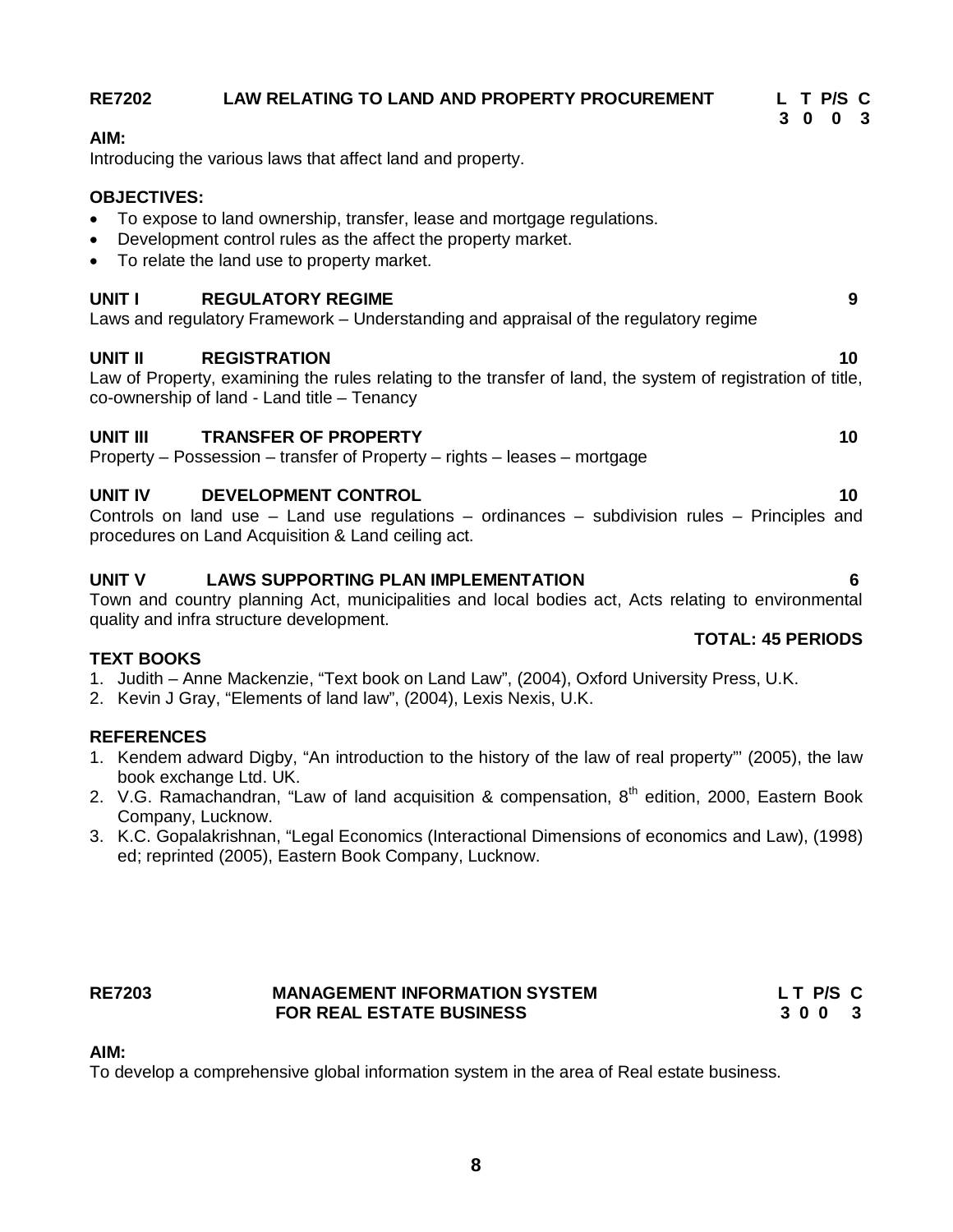## RE7202 LAW RELATING TO LAND AND PROPERTY PROCUREMENT

| L | T | P/S | C |
|---|---|---|---|
| 3 | 0 | 0 | 3 |

**AIM:**

Introducing the various laws that affect land and property.

**OBJECTIVES:**

- To expose to land ownership, transfer, lease and mortgage regulations.
- Development control rules as the affect the property market.
- To relate the land use to property market.

**UNIT I REGULATORY REGIME 9**

Laws and regulatory Framework – Understanding and appraisal of the regulatory regime

**UNIT II REGISTRATION 10**

Law of Property, examining the rules relating to the transfer of land, the system of registration of title, co-ownership of land - Land title – Tenancy

**UNIT III TRANSFER OF PROPERTY 10**

Property – Possession – transfer of Property – rights – leases – mortgage

**UNIT IV DEVELOPMENT CONTROL 10**

Controls on land use – Land use regulations – ordinances – subdivision rules – Principles and procedures on Land Acquisition & Land ceiling act.

**UNIT V LAWS SUPPORTING PLAN IMPLEMENTATION 6**

Town and country planning Act, municipalities and local bodies act, Acts relating to environmental quality and infra structure development.

**TOTAL: 45 PERIODS**

**TEXT BOOKS**

1. Judith – Anne Mackenzie, "Text book on Land Law", (2004), Oxford University Press, U.K.
2. Kevin J Gray, "Elements of land law", (2004), Lexis Nexis, U.K.

**REFERENCES**

1. Kendem adward Digby, "An introduction to the history of the law of real property"' (2005), the law book exchange Ltd. UK.
2. V.G. Ramachandran, "Law of land acquisition & compensation, 8th edition, 2000, Eastern Book Company, Lucknow.
3. K.C. Gopalakrishnan, "Legal Economics (Interactional Dimensions of economics and Law), (1998) ed; reprinted (2005), Eastern Book Company, Lucknow.

## RE7203 MANAGEMENT INFORMATION SYSTEM FOR REAL ESTATE BUSINESS

| L | T | P/S | C |
|---|---|---|---|
| 3 | 0 | 0 | 3 |

**AIM:**

To develop a comprehensive global information system in the area of Real estate business.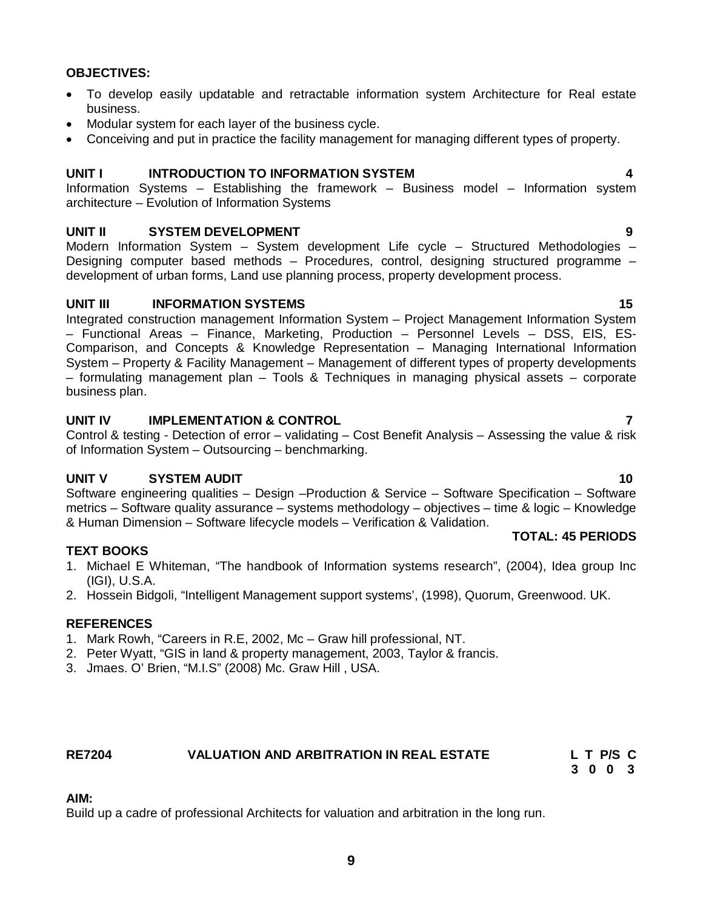**OBJECTIVES:**

- To develop easily updatable and retractable information system Architecture for Real estate business.
- Modular system for each layer of the business cycle.
- Conceiving and put in practice the facility management for managing different types of property.

**UNIT I INTRODUCTION TO INFORMATION SYSTEM 4**

Information Systems – Establishing the framework – Business model – Information system architecture – Evolution of Information Systems

**UNIT II SYSTEM DEVELOPMENT 9**

Modern Information System – System development Life cycle – Structured Methodologies – Designing computer based methods – Procedures, control, designing structured programme – development of urban forms, Land use planning process, property development process.

**UNIT III INFORMATION SYSTEMS 15**

Integrated construction management Information System – Project Management Information System – Functional Areas – Finance, Marketing, Production – Personnel Levels – DSS, EIS, ES- Comparison, and Concepts & Knowledge Representation – Managing International Information System – Property & Facility Management – Management of different types of property developments – formulating management plan – Tools & Techniques in managing physical assets – corporate business plan.

**UNIT IV IMPLEMENTATION & CONTROL 7**

Control & testing - Detection of error – validating – Cost Benefit Analysis – Assessing the value & risk of Information System – Outsourcing – benchmarking.

**UNIT V SYSTEM AUDIT 10**

Software engineering qualities – Design –Production & Service – Software Specification – Software metrics – Software quality assurance – systems methodology – objectives – time & logic – Knowledge & Human Dimension – Software lifecycle models – Verification & Validation.

**TOTAL: 45 PERIODS**

**TEXT BOOKS**

1. Michael E Whiteman, "The handbook of Information systems research", (2004), Idea group Inc (IGI), U.S.A.
2. Hossein Bidgoli, "Intelligent Management support systems', (1998), Quorum, Greenwood. UK.

**REFERENCES**

1. Mark Rowh, "Careers in R.E, 2002, Mc – Graw hill professional, NT.
2. Peter Wyatt, "GIS in land & property management, 2003, Taylor & francis.
3. Jmaes. O' Brien, "M.I.S" (2008) Mc. Graw Hill , USA.

**RE7204 VALUATION AND ARBITRATION IN REAL ESTATE**

| L | T | P/S | C |
|---|---|---|---|
| 3 | 0 | 0 | 3 |

**AIM:**

Build up a cadre of professional Architects for valuation and arbitration in the long run.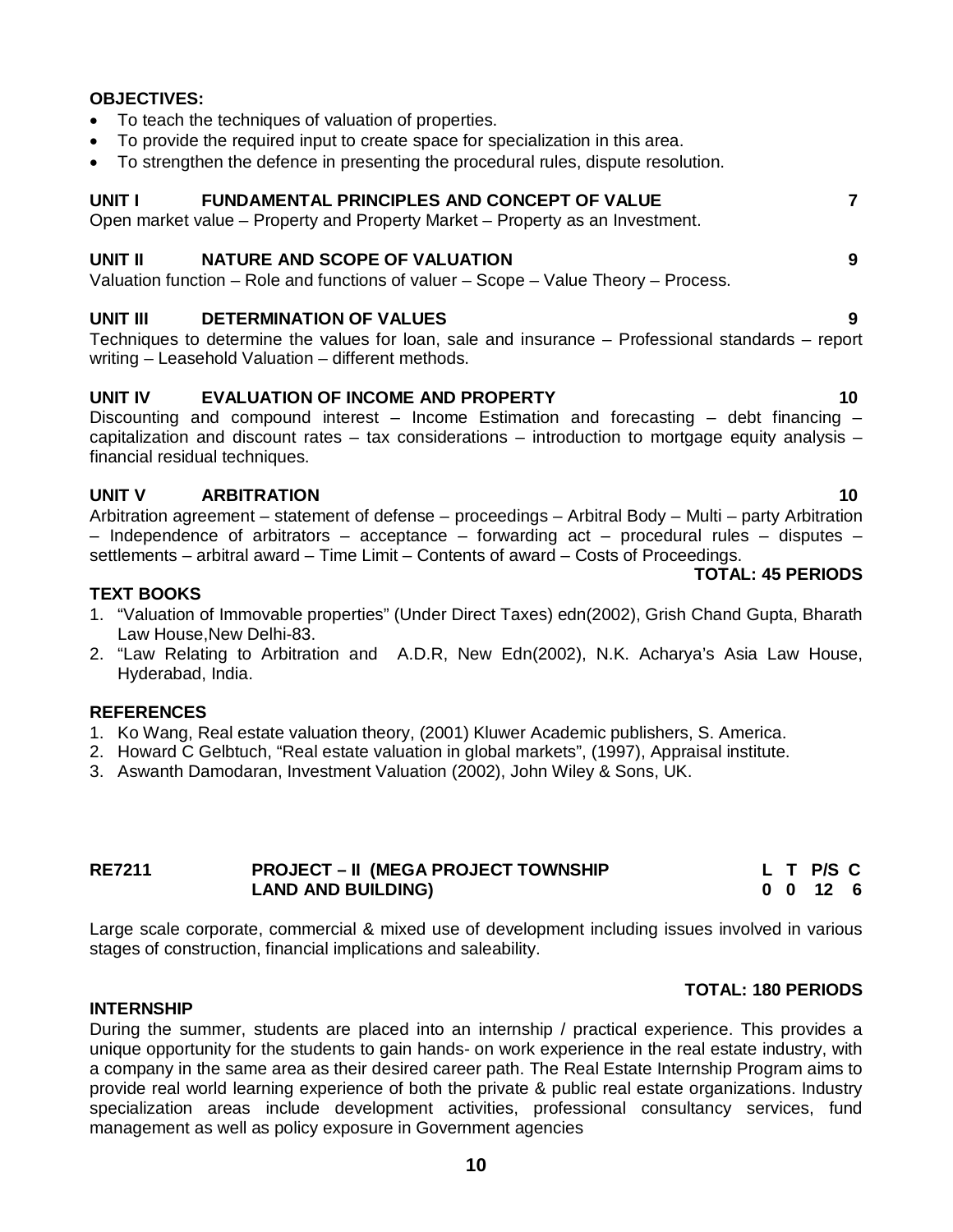**OBJECTIVES:**

- To teach the techniques of valuation of properties.
- To provide the required input to create space for specialization in this area.
- To strengthen the defence in presenting the procedural rules, dispute resolution.

**UNIT I FUNDAMENTAL PRINCIPLES AND CONCEPT OF VALUE 7**

Open market value – Property and Property Market – Property as an Investment.

**UNIT II NATURE AND SCOPE OF VALUATION 9**

Valuation function – Role and functions of valuer – Scope – Value Theory – Process.

**UNIT III DETERMINATION OF VALUES 9**

Techniques to determine the values for loan, sale and insurance – Professional standards – report writing – Leasehold Valuation – different methods.

**UNIT IV EVALUATION OF INCOME AND PROPERTY 10**

Discounting and compound interest – Income Estimation and forecasting – debt financing – capitalization and discount rates – tax considerations – introduction to mortgage equity analysis – financial residual techniques.

**UNIT V ARBITRATION 10**

Arbitration agreement – statement of defense – proceedings – Arbitral Body – Multi – party Arbitration – Independence of arbitrators – acceptance – forwarding act – procedural rules – disputes – settlements – arbitral award – Time Limit – Contents of award – Costs of Proceedings.

**TOTAL: 45 PERIODS**

**TEXT BOOKS**

1. "Valuation of Immovable properties" (Under Direct Taxes) edn(2002), Grish Chand Gupta, Bharath Law House,New Delhi-83.
2. "Law Relating to Arbitration and A.D.R, New Edn(2002), N.K. Acharya's Asia Law House, Hyderabad, India.

**REFERENCES**

1. Ko Wang, Real estate valuation theory, (2001) Kluwer Academic publishers, S. America.
2. Howard C Gelbtuch, "Real estate valuation in global markets", (1997), Appraisal institute.
3. Aswanth Damodaran, Investment Valuation (2002), John Wiley & Sons, UK.

| **RE7211** | **PROJECT – II (MEGA PROJECT TOWNSHIP LAND AND BUILDING)** | **L** | **T** | **P/S** | **C** |
|---|---|---|---|---|---|
| | | **0** | **0** | **12** | **6** |

Large scale corporate, commercial & mixed use of development including issues involved in various stages of construction, financial implications and saleability.

**TOTAL: 180 PERIODS**

**INTERNSHIP**

During the summer, students are placed into an internship / practical experience. This provides a unique opportunity for the students to gain hands- on work experience in the real estate industry, with a company in the same area as their desired career path. The Real Estate Internship Program aims to provide real world learning experience of both the private & public real estate organizations. Industry specialization areas include development activities, professional consultancy services, fund management as well as policy exposure in Government agencies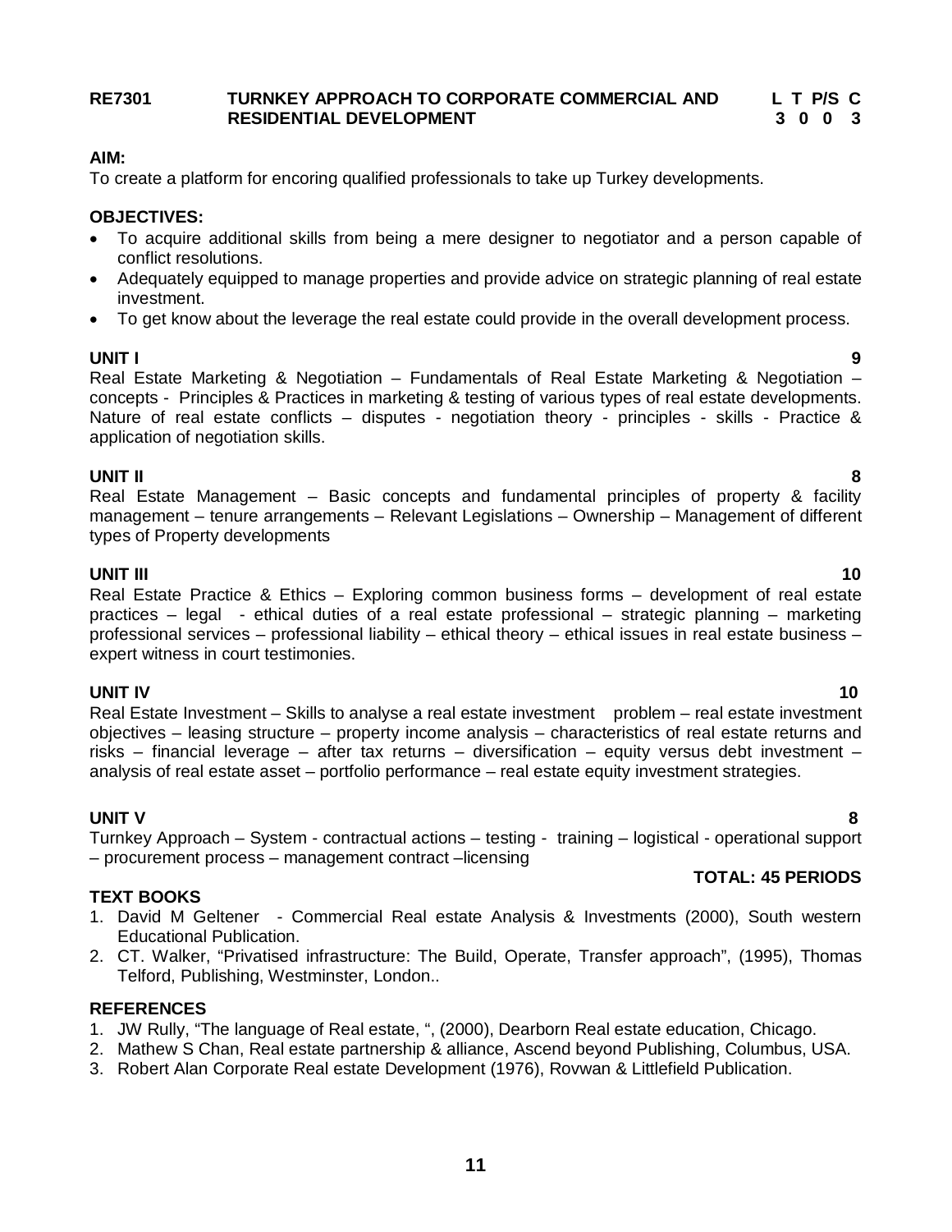**RE7301 TURNKEY APPROACH TO CORPORATE COMMERCIAL AND RESIDENTIAL DEVELOPMENT**

| L | T | P/S | C |
|---|---|---|---|
| 3 | 0 | 0 | 3 |

**AIM:**

To create a platform for encoring qualified professionals to take up Turkey developments.

**OBJECTIVES:**

- To acquire additional skills from being a mere designer to negotiator and a person capable of conflict resolutions.
- Adequately equipped to manage properties and provide advice on strategic planning of real estate investment.
- To get know about the leverage the real estate could provide in the overall development process.

**UNIT I** **9**

Real Estate Marketing & Negotiation – Fundamentals of Real Estate Marketing & Negotiation – concepts - Principles & Practices in marketing & testing of various types of real estate developments. Nature of real estate conflicts – disputes - negotiation theory - principles - skills - Practice & application of negotiation skills.

**UNIT II** **8**

Real Estate Management – Basic concepts and fundamental principles of property & facility management – tenure arrangements – Relevant Legislations – Ownership – Management of different types of Property developments

**UNIT III** **10**

Real Estate Practice & Ethics – Exploring common business forms – development of real estate practices – legal - ethical duties of a real estate professional – strategic planning – marketing professional services – professional liability – ethical theory – ethical issues in real estate business – expert witness in court testimonies.

**UNIT IV** **10**

Real Estate Investment – Skills to analyse a real estate investment problem – real estate investment objectives – leasing structure – property income analysis – characteristics of real estate returns and risks – financial leverage – after tax returns – diversification – equity versus debt investment – analysis of real estate asset – portfolio performance – real estate equity investment strategies.

**UNIT V** **8**

Turnkey Approach – System - contractual actions – testing - training – logistical - operational support – procurement process – management contract –licensing

**TOTAL: 45 PERIODS**

**TEXT BOOKS**

1. David M Geltener - Commercial Real estate Analysis & Investments (2000), South western Educational Publication.
2. CT. Walker, "Privatised infrastructure: The Build, Operate, Transfer approach", (1995), Thomas Telford, Publishing, Westminster, London..

**REFERENCES**

1. JW Rully, "The language of Real estate, ", (2000), Dearborn Real estate education, Chicago.
2. Mathew S Chan, Real estate partnership & alliance, Ascend beyond Publishing, Columbus, USA.
3. Robert Alan Corporate Real estate Development (1976), Rovwan & Littlefield Publication.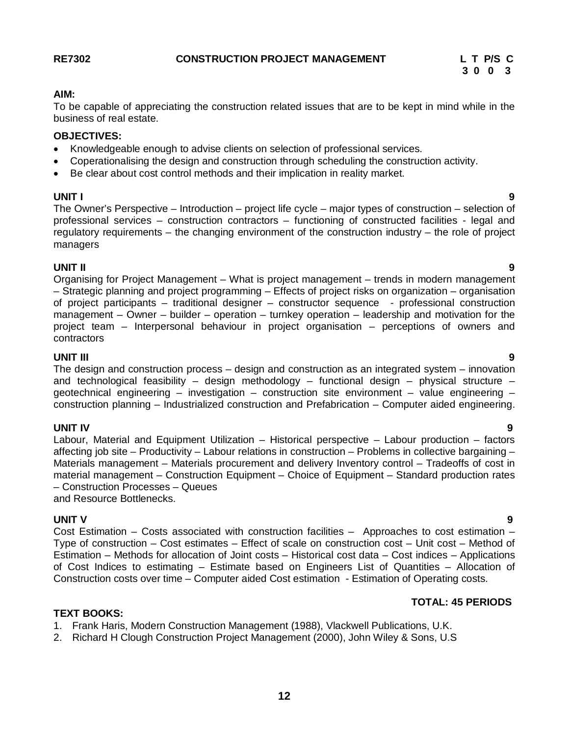**RE7302 CONSTRUCTION PROJECT MANAGEMENT**

| L | T | P/S | C |
|---|---|---|---|
| 3 | 0 | 0 | 3 |

**AIM:**

To be capable of appreciating the construction related issues that are to be kept in mind while in the business of real estate.

**OBJECTIVES:**

- Knowledgeable enough to advise clients on selection of professional services.
- Coperationalising the design and construction through scheduling the construction activity.
- Be clear about cost control methods and their implication in reality market.

**UNIT I 9**

The Owner's Perspective – Introduction – project life cycle – major types of construction – selection of professional services – construction contractors – functioning of constructed facilities - legal and regulatory requirements – the changing environment of the construction industry – the role of project managers

**UNIT II 9**

Organising for Project Management – What is project management – trends in modern management – Strategic planning and project programming – Effects of project risks on organization – organisation of project participants – traditional designer – constructor sequence - professional construction management – Owner – builder – operation – turnkey operation – leadership and motivation for the project team – Interpersonal behaviour in project organisation – perceptions of owners and contractors

**UNIT III 9**

The design and construction process – design and construction as an integrated system – innovation and technological feasibility – design methodology – functional design – physical structure – geotechnical engineering – investigation – construction site environment – value engineering – construction planning – Industrialized construction and Prefabrication – Computer aided engineering.

**UNIT IV 9**

Labour, Material and Equipment Utilization – Historical perspective – Labour production – factors affecting job site – Productivity – Labour relations in construction – Problems in collective bargaining – Materials management – Materials procurement and delivery Inventory control – Tradeoffs of cost in material management – Construction Equipment – Choice of Equipment – Standard production rates – Construction Processes – Queues
and Resource Bottlenecks.

**UNIT V 9**

Cost Estimation – Costs associated with construction facilities – Approaches to cost estimation – Type of construction – Cost estimates – Effect of scale on construction cost – Unit cost – Method of Estimation – Methods for allocation of Joint costs – Historical cost data – Cost indices – Applications of Cost Indices to estimating – Estimate based on Engineers List of Quantities – Allocation of Construction costs over time – Computer aided Cost estimation - Estimation of Operating costs.

**TOTAL: 45 PERIODS**

**TEXT BOOKS:**

1. Frank Haris, Modern Construction Management (1988), Vlackwell Publications, U.K.
2. Richard H Clough Construction Project Management (2000), John Wiley & Sons, U.S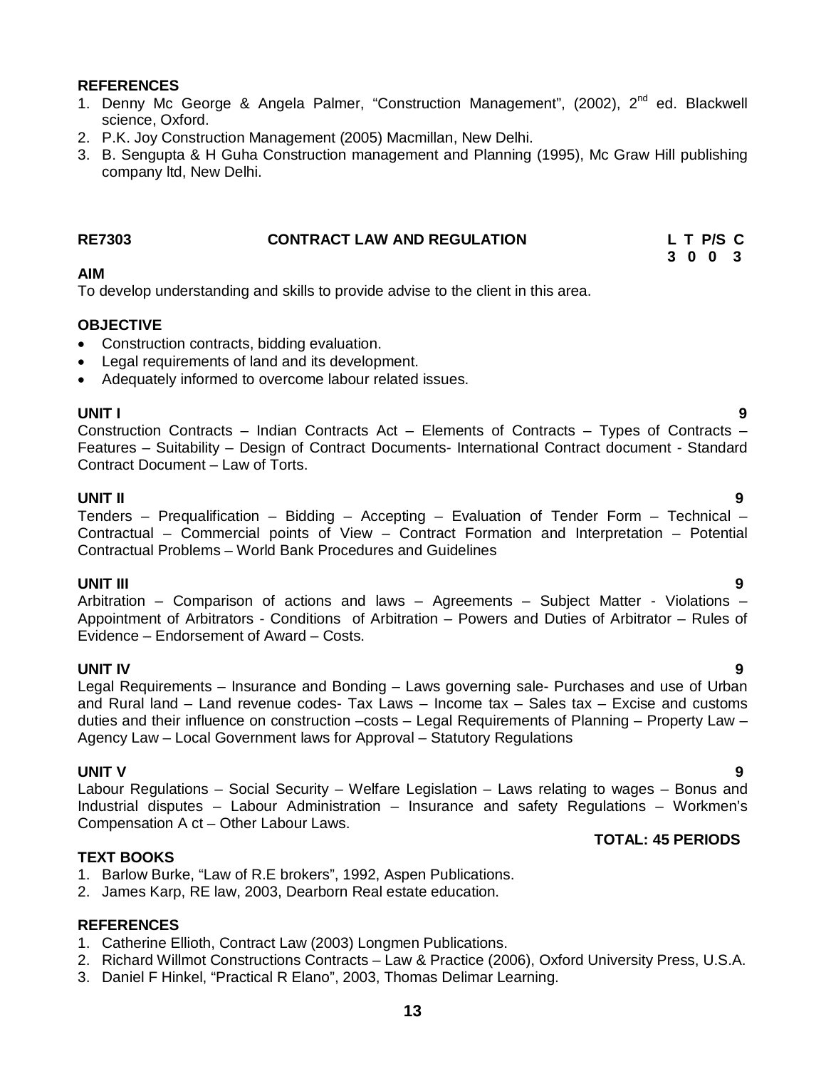**REFERENCES**

1. Denny Mc George & Angela Palmer, "Construction Management", (2002), 2nd ed. Blackwell science, Oxford.
2. P.K. Joy Construction Management (2005) Macmillan, New Delhi.
3. B. Sengupta & H Guha Construction management and Planning (1995), Mc Graw Hill publishing company ltd, New Delhi.

## RE7303 CONTRACT LAW AND REGULATION

| L | T | P/S | C |
|---|---|---|---|
| 3 | 0 | 0 | 3 |

**AIM**

To develop understanding and skills to provide advise to the client in this area.

**OBJECTIVE**

- Construction contracts, bidding evaluation.
- Legal requirements of land and its development.
- Adequately informed to overcome labour related issues.

**UNIT I 9**

Construction Contracts – Indian Contracts Act – Elements of Contracts – Types of Contracts – Features – Suitability – Design of Contract Documents- International Contract document - Standard Contract Document – Law of Torts.

**UNIT II 9**

Tenders – Prequalification – Bidding – Accepting – Evaluation of Tender Form – Technical – Contractual – Commercial points of View – Contract Formation and Interpretation – Potential Contractual Problems – World Bank Procedures and Guidelines

**UNIT III 9**

Arbitration – Comparison of actions and laws – Agreements – Subject Matter - Violations – Appointment of Arbitrators - Conditions of Arbitration – Powers and Duties of Arbitrator – Rules of Evidence – Endorsement of Award – Costs.

**UNIT IV 9**

Legal Requirements – Insurance and Bonding – Laws governing sale- Purchases and use of Urban and Rural land – Land revenue codes- Tax Laws – Income tax – Sales tax – Excise and customs duties and their influence on construction –costs – Legal Requirements of Planning – Property Law – Agency Law – Local Government laws for Approval – Statutory Regulations

**UNIT V 9**

Labour Regulations – Social Security – Welfare Legislation – Laws relating to wages – Bonus and Industrial disputes – Labour Administration – Insurance and safety Regulations – Workmen's Compensation A ct – Other Labour Laws.

**TOTAL: 45 PERIODS**

**TEXT BOOKS**

1. Barlow Burke, "Law of R.E brokers", 1992, Aspen Publications.
2. James Karp, RE law, 2003, Dearborn Real estate education.

**REFERENCES**

1. Catherine Ellioth, Contract Law (2003) Longmen Publications.
2. Richard Willmot Constructions Contracts – Law & Practice (2006), Oxford University Press, U.S.A.
3. Daniel F Hinkel, "Practical R Elano", 2003, Thomas Delimar Learning.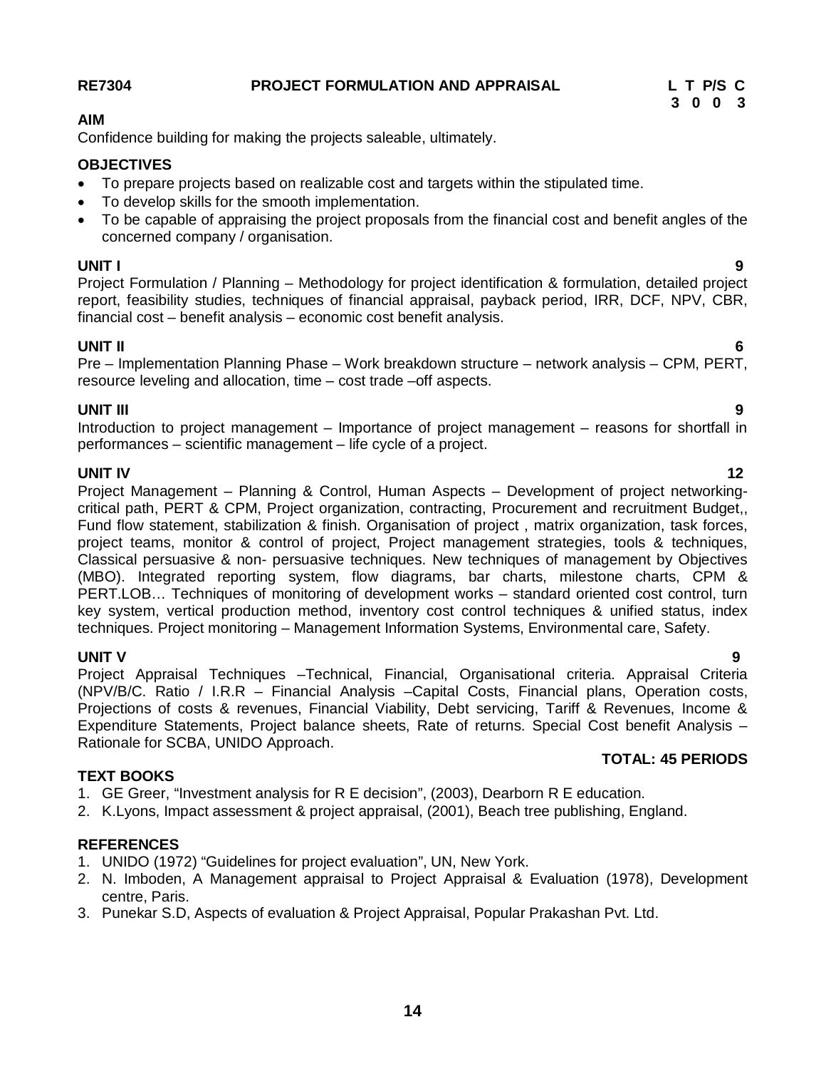**RE7304 PROJECT FORMULATION AND APPRAISAL**

| L | T | P/S | C |
|---|---|---|---|
| 3 | 0 | 0 | 3 |

**AIM**

Confidence building for making the projects saleable, ultimately.

**OBJECTIVES**

- To prepare projects based on realizable cost and targets within the stipulated time.
- To develop skills for the smooth implementation.
- To be capable of appraising the project proposals from the financial cost and benefit angles of the concerned company / organisation.

**UNIT I 9**

Project Formulation / Planning – Methodology for project identification & formulation, detailed project report, feasibility studies, techniques of financial appraisal, payback period, IRR, DCF, NPV, CBR, financial cost – benefit analysis – economic cost benefit analysis.

**UNIT II 6**

Pre – Implementation Planning Phase – Work breakdown structure – network analysis – CPM, PERT, resource leveling and allocation, time – cost trade –off aspects.

**UNIT III 9**

Introduction to project management – Importance of project management – reasons for shortfall in performances – scientific management – life cycle of a project.

**UNIT IV 12**

Project Management – Planning & Control, Human Aspects – Development of project networking-critical path, PERT & CPM, Project organization, contracting, Procurement and recruitment Budget,, Fund flow statement, stabilization & finish. Organisation of project , matrix organization, task forces, project teams, monitor & control of project, Project management strategies, tools & techniques, Classical persuasive & non- persuasive techniques. New techniques of management by Objectives (MBO). Integrated reporting system, flow diagrams, bar charts, milestone charts, CPM & PERT.LOB… Techniques of monitoring of development works – standard oriented cost control, turn key system, vertical production method, inventory cost control techniques & unified status, index techniques. Project monitoring – Management Information Systems, Environmental care, Safety.

**UNIT V 9**

Project Appraisal Techniques –Technical, Financial, Organisational criteria. Appraisal Criteria (NPV/B/C. Ratio / I.R.R – Financial Analysis –Capital Costs, Financial plans, Operation costs, Projections of costs & revenues, Financial Viability, Debt servicing, Tariff & Revenues, Income & Expenditure Statements, Project balance sheets, Rate of returns. Special Cost benefit Analysis – Rationale for SCBA, UNIDO Approach.

**TOTAL: 45 PERIODS**

**TEXT BOOKS**

1. GE Greer, "Investment analysis for R E decision", (2003), Dearborn R E education.
2. K.Lyons, Impact assessment & project appraisal, (2001), Beach tree publishing, England.

**REFERENCES**

1. UNIDO (1972) "Guidelines for project evaluation", UN, New York.
2. N. Imboden, A Management appraisal to Project Appraisal & Evaluation (1978), Development centre, Paris.
3. Punekar S.D, Aspects of evaluation & Project Appraisal, Popular Prakashan Pvt. Ltd.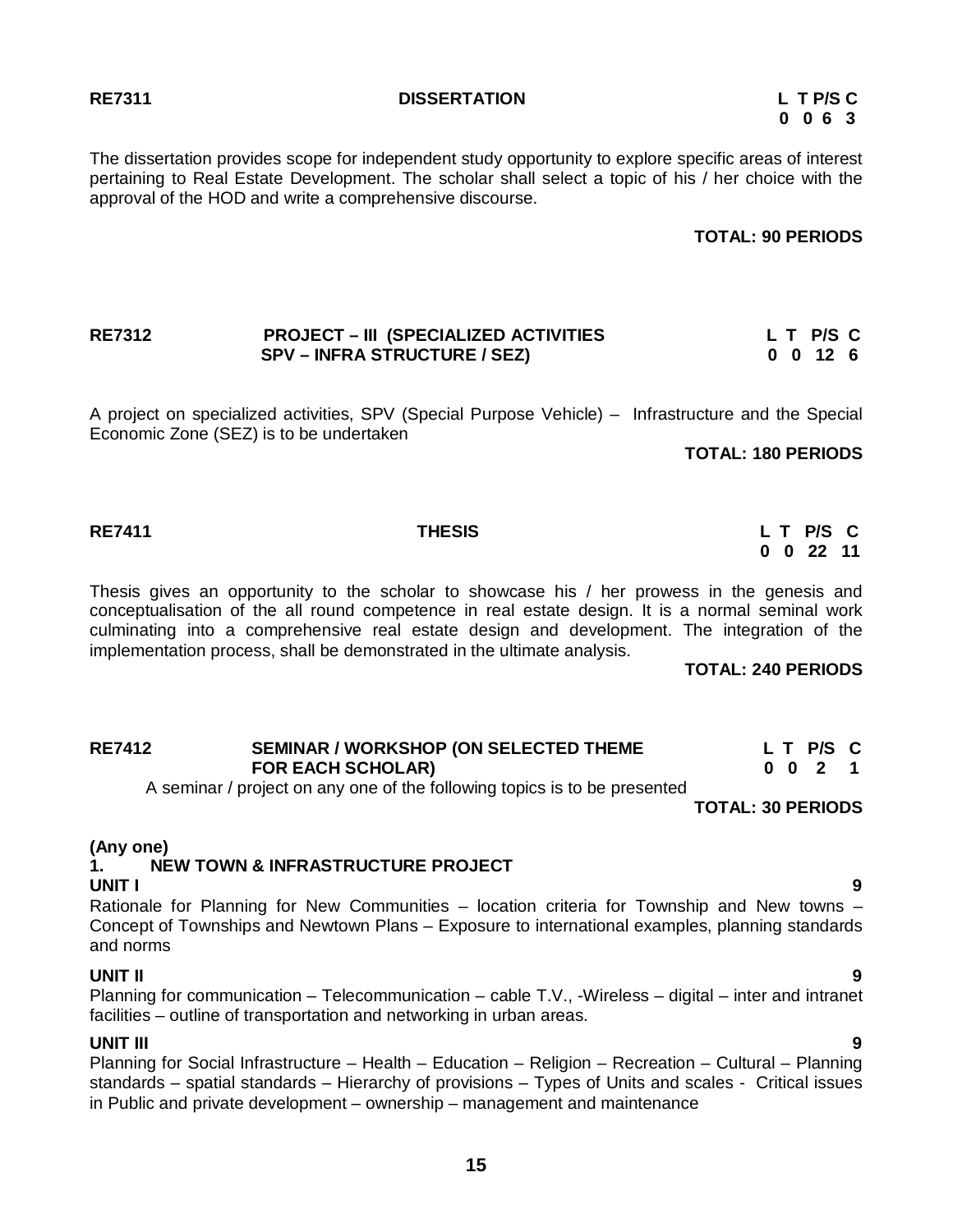**RE7311 DISSERTATION**

| L | T | P/S | C |
|---|---|---|---|
| 0 | 0 | 6 | 3 |

The dissertation provides scope for independent study opportunity to explore specific areas of interest pertaining to Real Estate Development. The scholar shall select a topic of his / her choice with the approval of the HOD and write a comprehensive discourse.

**TOTAL: 90 PERIODS**

**RE7312 PROJECT – III (SPECIALIZED ACTIVITIES SPV – INFRA STRUCTURE / SEZ)**

| L | T | P/S | C |
|---|---|---|---|
| 0 | 0 | 12 | 6 |

A project on specialized activities, SPV (Special Purpose Vehicle) – Infrastructure and the Special Economic Zone (SEZ) is to be undertaken

**TOTAL: 180 PERIODS**

**RE7411 THESIS**

| L | T | P/S | C |
|---|---|---|---|
| 0 | 0 | 22 | 11 |

Thesis gives an opportunity to the scholar to showcase his / her prowess in the genesis and conceptualisation of the all round competence in real estate design. It is a normal seminal work culminating into a comprehensive real estate design and development. The integration of the implementation process, shall be demonstrated in the ultimate analysis.

**TOTAL: 240 PERIODS**

**RE7412 SEMINAR / WORKSHOP (ON SELECTED THEME FOR EACH SCHOLAR)**

| L | T | P/S | C |
|---|---|---|---|
| 0 | 0 | 2 | 1 |

A seminar / project on any one of the following topics is to be presented

**TOTAL: 30 PERIODS**

**(Any one)**

**1. NEW TOWN & INFRASTRUCTURE PROJECT**

**UNIT I 9**

Rationale for Planning for New Communities – location criteria for Township and New towns – Concept of Townships and Newtown Plans – Exposure to international examples, planning standards and norms

**UNIT II 9**

Planning for communication – Telecommunication – cable T.V., -Wireless – digital – inter and intranet facilities – outline of transportation and networking in urban areas.

**UNIT III 9**

Planning for Social Infrastructure – Health – Education – Religion – Recreation – Cultural – Planning standards – spatial standards – Hierarchy of provisions – Types of Units and scales - Critical issues in Public and private development – ownership – management and maintenance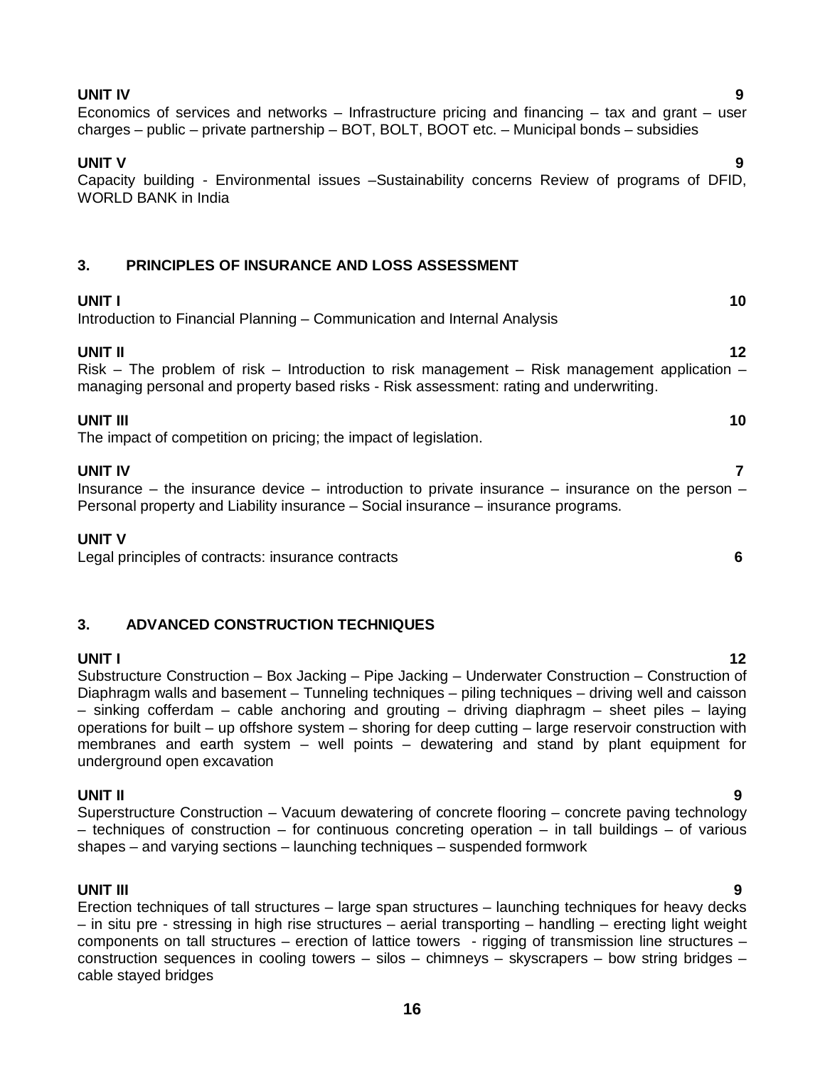**UNIT IV 9**

Economics of services and networks – Infrastructure pricing and financing – tax and grant – user charges – public – private partnership – BOT, BOLT, BOOT etc. – Municipal bonds – subsidies

**UNIT V 9**

Capacity building - Environmental issues –Sustainability concerns Review of programs of DFID, WORLD BANK in India

## 3. PRINCIPLES OF INSURANCE AND LOSS ASSESSMENT

**UNIT I 10**

Introduction to Financial Planning – Communication and Internal Analysis

**UNIT II 12**

Risk – The problem of risk – Introduction to risk management – Risk management application – managing personal and property based risks - Risk assessment: rating and underwriting.

**UNIT III 10**

The impact of competition on pricing; the impact of legislation.

**UNIT IV 7**

Insurance – the insurance device – introduction to private insurance – insurance on the person – Personal property and Liability insurance – Social insurance – insurance programs.

**UNIT V**

Legal principles of contracts: insurance contracts **6**

## 3. ADVANCED CONSTRUCTION TECHNIQUES

**UNIT I 12**

Substructure Construction – Box Jacking – Pipe Jacking – Underwater Construction – Construction of Diaphragm walls and basement – Tunneling techniques – piling techniques – driving well and caisson – sinking cofferdam – cable anchoring and grouting – driving diaphragm – sheet piles – laying operations for built – up offshore system – shoring for deep cutting – large reservoir construction with membranes and earth system – well points – dewatering and stand by plant equipment for underground open excavation

**UNIT II 9**

Superstructure Construction – Vacuum dewatering of concrete flooring – concrete paving technology – techniques of construction – for continuous concreting operation – in tall buildings – of various shapes – and varying sections – launching techniques – suspended formwork

**UNIT III 9**

Erection techniques of tall structures – large span structures – launching techniques for heavy decks – in situ pre - stressing in high rise structures – aerial transporting – handling – erecting light weight components on tall structures – erection of lattice towers - rigging of transmission line structures – construction sequences in cooling towers – silos – chimneys – skyscrapers – bow string bridges – cable stayed bridges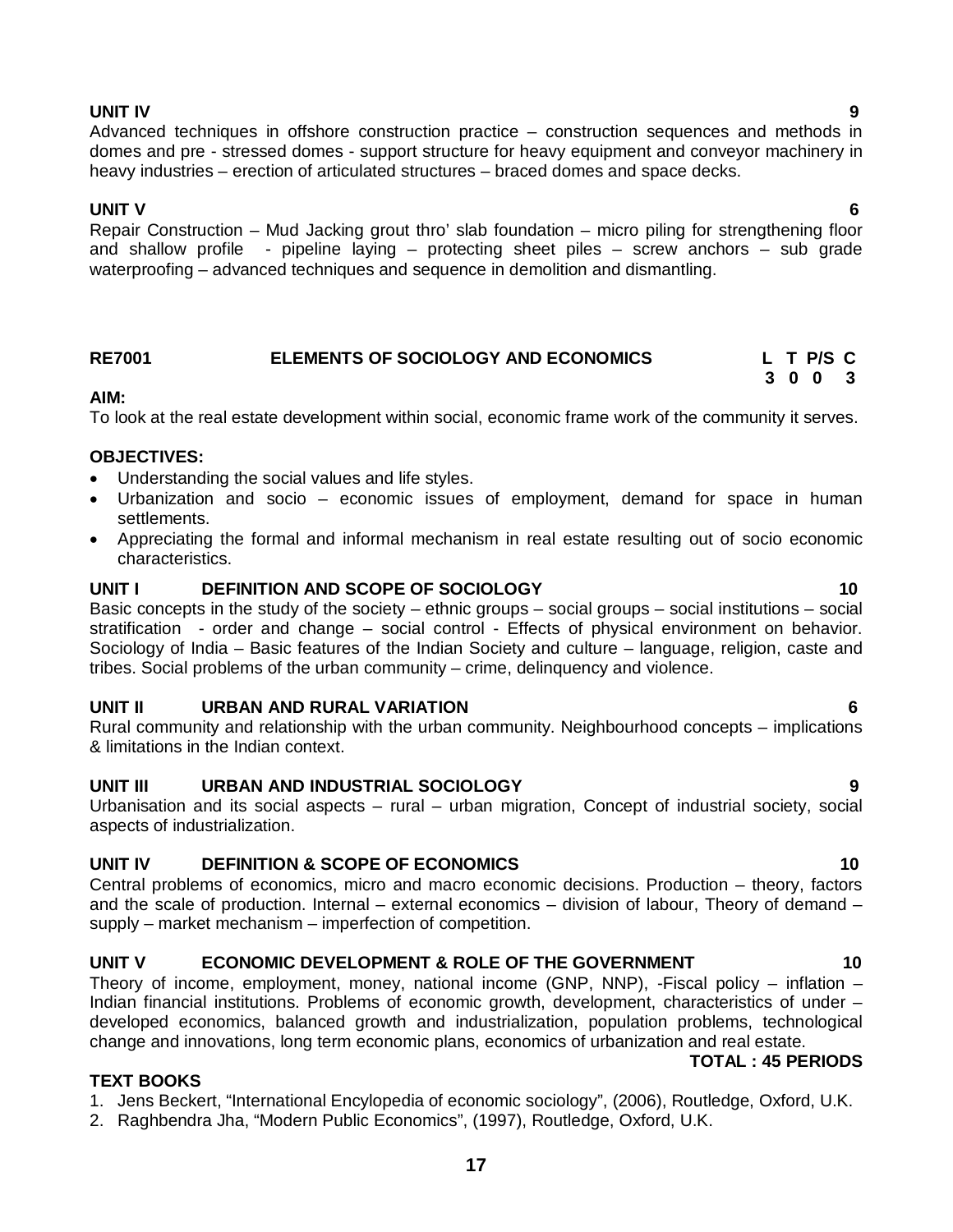**UNIT IV** **9**

Advanced techniques in offshore construction practice – construction sequences and methods in domes and pre - stressed domes - support structure for heavy equipment and conveyor machinery in heavy industries – erection of articulated structures – braced domes and space decks.

**UNIT V** **6**

Repair Construction – Mud Jacking grout thro' slab foundation – micro piling for strengthening floor and shallow profile - pipeline laying – protecting sheet piles – screw anchors – sub grade waterproofing – advanced techniques and sequence in demolition and dismantling.

## RE7001 ELEMENTS OF SOCIOLOGY AND ECONOMICS

| L | T | P/S | C |
|---|---|---|---|
| 3 | 0 | 0 | 3 |

**AIM:**

To look at the real estate development within social, economic frame work of the community it serves.

**OBJECTIVES:**

- Understanding the social values and life styles.
- Urbanization and socio – economic issues of employment, demand for space in human settlements.
- Appreciating the formal and informal mechanism in real estate resulting out of socio economic characteristics.

**UNIT I DEFINITION AND SCOPE OF SOCIOLOGY** **10**

Basic concepts in the study of the society – ethnic groups – social groups – social institutions – social stratification - order and change – social control - Effects of physical environment on behavior. Sociology of India – Basic features of the Indian Society and culture – language, religion, caste and tribes. Social problems of the urban community – crime, delinquency and violence.

**UNIT II URBAN AND RURAL VARIATION** **6**

Rural community and relationship with the urban community. Neighbourhood concepts – implications & limitations in the Indian context.

**UNIT III URBAN AND INDUSTRIAL SOCIOLOGY** **9**

Urbanisation and its social aspects – rural – urban migration, Concept of industrial society, social aspects of industrialization.

**UNIT IV DEFINITION & SCOPE OF ECONOMICS** **10**

Central problems of economics, micro and macro economic decisions. Production – theory, factors and the scale of production. Internal – external economics – division of labour, Theory of demand – supply – market mechanism – imperfection of competition.

**UNIT V ECONOMIC DEVELOPMENT & ROLE OF THE GOVERNMENT** **10**

Theory of income, employment, money, national income (GNP, NNP), -Fiscal policy – inflation – Indian financial institutions. Problems of economic growth, development, characteristics of under – developed economics, balanced growth and industrialization, population problems, technological change and innovations, long term economic plans, economics of urbanization and real estate.

**TOTAL : 45 PERIODS**

**TEXT BOOKS**

1. Jens Beckert, "International Encylopedia of economic sociology", (2006), Routledge, Oxford, U.K.
2. Raghbendra Jha, "Modern Public Economics", (1997), Routledge, Oxford, U.K.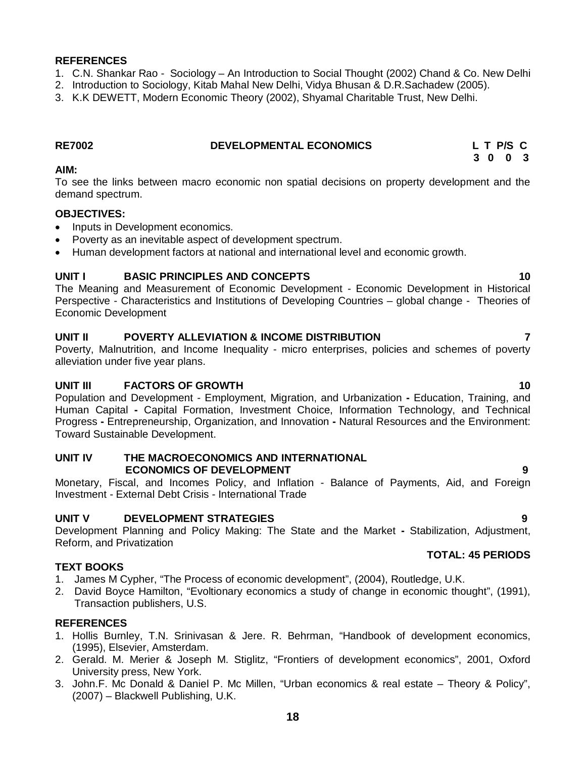## REFERENCES

1. C.N. Shankar Rao - Sociology – An Introduction to Social Thought (2002) Chand & Co. New Delhi
2. Introduction to Sociology, Kitab Mahal New Delhi, Vidya Bhusan & D.R.Sachadew (2005).
3. K.K DEWETT, Modern Economic Theory (2002), Shyamal Charitable Trust, New Delhi.

## RE7002 DEVELOPMENTAL ECONOMICS

| L | T | P/S | C |
|---|---|---|---|
| 3 | 0 | 0 | 3 |

**AIM:**

To see the links between macro economic non spatial decisions on property development and the demand spectrum.

**OBJECTIVES:**

- Inputs in Development economics.
- Poverty as an inevitable aspect of development spectrum.
- Human development factors at national and international level and economic growth.

### UNIT I BASIC PRINCIPLES AND CONCEPTS 10

The Meaning and Measurement of Economic Development - Economic Development in Historical Perspective - Characteristics and Institutions of Developing Countries – global change - Theories of Economic Development

### UNIT II POVERTY ALLEVIATION & INCOME DISTRIBUTION 7

Poverty, Malnutrition, and Income Inequality - micro enterprises, policies and schemes of poverty alleviation under five year plans.

### UNIT III FACTORS OF GROWTH 10

Population and Development - Employment, Migration, and Urbanization **-** Education, Training, and Human Capital **-** Capital Formation, Investment Choice, Information Technology, and Technical Progress **-** Entrepreneurship, Organization, and Innovation **-** Natural Resources and the Environment: Toward Sustainable Development.

### UNIT IV THE MACROECONOMICS AND INTERNATIONAL ECONOMICS OF DEVELOPMENT 9

Monetary, Fiscal, and Incomes Policy, and Inflation - Balance of Payments, Aid, and Foreign Investment - External Debt Crisis - International Trade

### UNIT V DEVELOPMENT STRATEGIES 9

Development Planning and Policy Making: The State and the Market **-** Stabilization, Adjustment, Reform, and Privatization

**TOTAL: 45 PERIODS**

## TEXT BOOKS

1. James M Cypher, "The Process of economic development", (2004), Routledge, U.K.
2. David Boyce Hamilton, "Evoltionary economics a study of change in economic thought", (1991), Transaction publishers, U.S.

## REFERENCES

1. Hollis Burnley, T.N. Srinivasan & Jere. R. Behrman, "Handbook of development economics, (1995), Elsevier, Amsterdam.
2. Gerald. M. Merier & Joseph M. Stiglitz, "Frontiers of development economics", 2001, Oxford University press, New York.
3. John.F. Mc Donald & Daniel P. Mc Millen, "Urban economics & real estate – Theory & Policy", (2007) – Blackwell Publishing, U.K.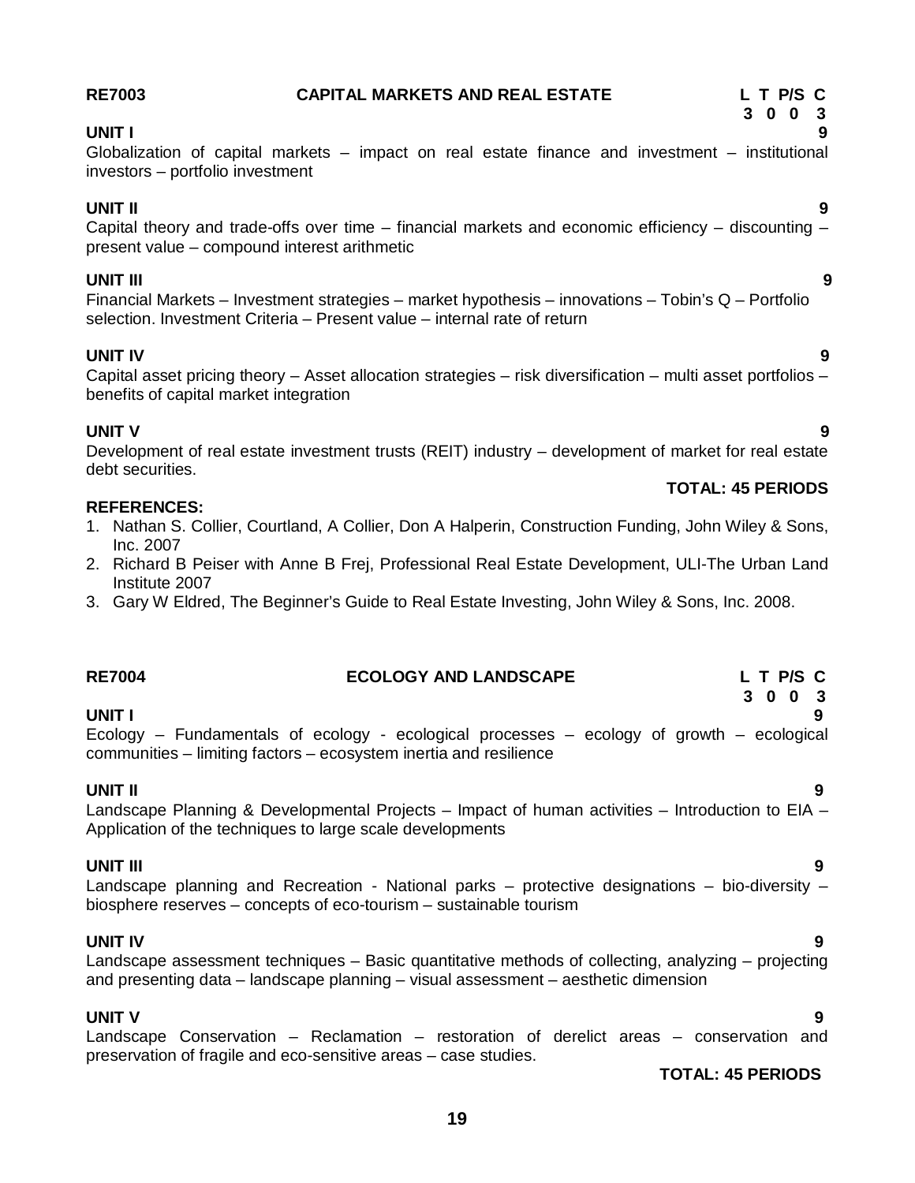## RE7003 CAPITAL MARKETS AND REAL ESTATE

| L | T | P/S | C |
|---|---|---|---|
| 3 | 0 | 0 | 3 |

**UNIT I** **9**

Globalization of capital markets – impact on real estate finance and investment – institutional investors – portfolio investment

**UNIT II** **9**

Capital theory and trade-offs over time – financial markets and economic efficiency – discounting – present value – compound interest arithmetic

**UNIT III** **9**

Financial Markets – Investment strategies – market hypothesis – innovations – Tobin's Q – Portfolio selection. Investment Criteria – Present value – internal rate of return

**UNIT IV** **9**

Capital asset pricing theory – Asset allocation strategies – risk diversification – multi asset portfolios – benefits of capital market integration

**UNIT V** **9**

Development of real estate investment trusts (REIT) industry – development of market for real estate debt securities.

**TOTAL: 45 PERIODS**

**REFERENCES:**

1. Nathan S. Collier, Courtland, A Collier, Don A Halperin, Construction Funding, John Wiley & Sons, Inc. 2007
2. Richard B Peiser with Anne B Frej, Professional Real Estate Development, ULI-The Urban Land Institute 2007
3. Gary W Eldred, The Beginner's Guide to Real Estate Investing, John Wiley & Sons, Inc. 2008.

## RE7004 ECOLOGY AND LANDSCAPE

| L | T | P/S | C |
|---|---|---|---|
| 3 | 0 | 0 | 3 |

**UNIT I** **9**

Ecology – Fundamentals of ecology - ecological processes – ecology of growth – ecological communities – limiting factors – ecosystem inertia and resilience

**UNIT II** **9**

Landscape Planning & Developmental Projects – Impact of human activities – Introduction to EIA – Application of the techniques to large scale developments

**UNIT III** **9**

Landscape planning and Recreation - National parks – protective designations – bio-diversity – biosphere reserves – concepts of eco-tourism – sustainable tourism

**UNIT IV** **9**

Landscape assessment techniques – Basic quantitative methods of collecting, analyzing – projecting and presenting data – landscape planning – visual assessment – aesthetic dimension

**UNIT V** **9**

Landscape Conservation – Reclamation – restoration of derelict areas – conservation and preservation of fragile and eco-sensitive areas – case studies.

**TOTAL: 45 PERIODS**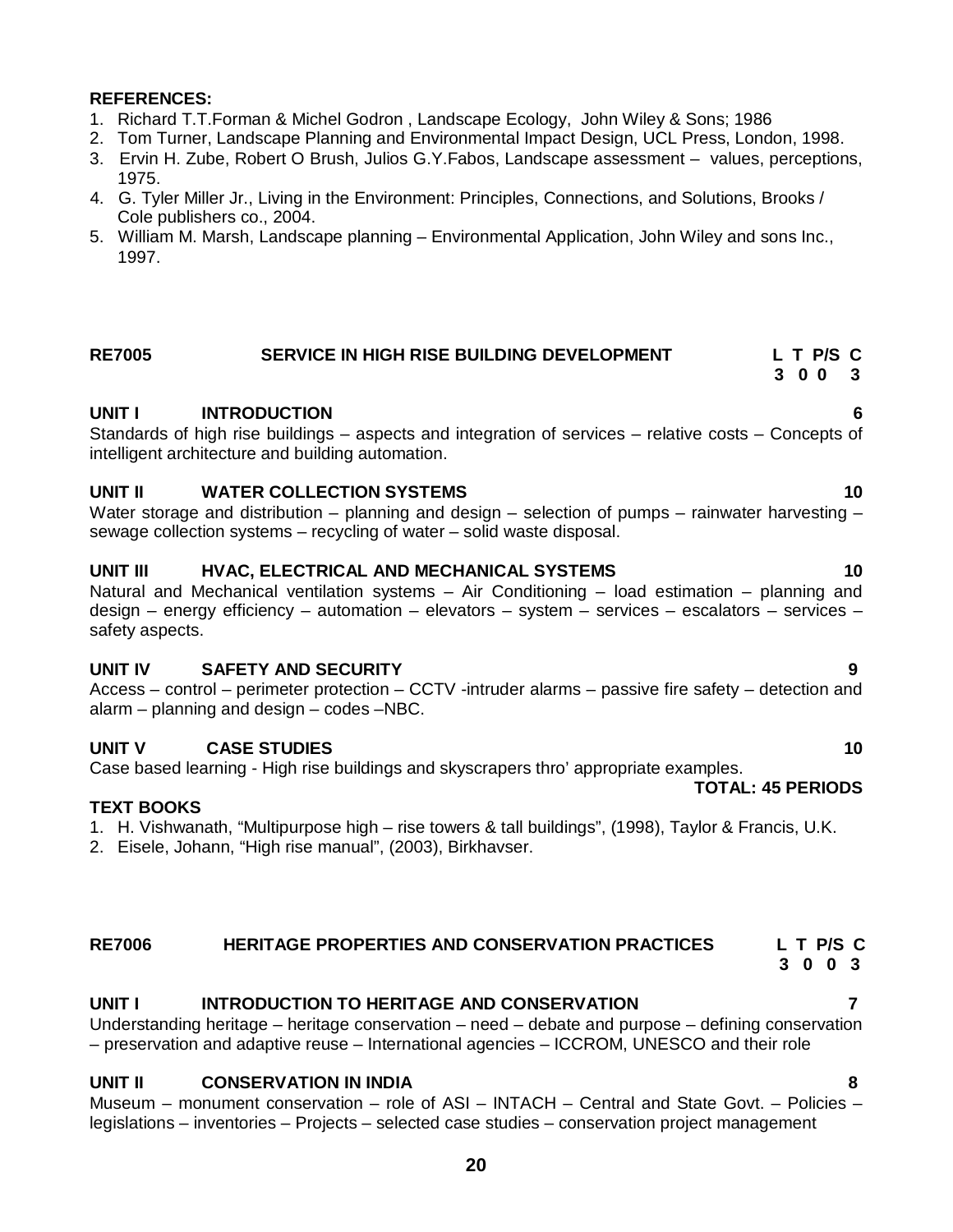**REFERENCES:**

1. Richard T.T.Forman & Michel Godron , Landscape Ecology, John Wiley & Sons; 1986
2. Tom Turner, Landscape Planning and Environmental Impact Design, UCL Press, London, 1998.
3. Ervin H. Zube, Robert O Brush, Julios G.Y.Fabos, Landscape assessment – values, perceptions, 1975.
4. G. Tyler Miller Jr., Living in the Environment: Principles, Connections, and Solutions, Brooks / Cole publishers co., 2004.
5. William M. Marsh, Landscape planning – Environmental Application, John Wiley and sons Inc., 1997.

## RE7005 SERVICE IN HIGH RISE BUILDING DEVELOPMENT

| L | T | P/S | C |
|---|---|---|---|
| 3 | 0 | 0 | 3 |

### UNIT I INTRODUCTION 6

Standards of high rise buildings – aspects and integration of services – relative costs – Concepts of intelligent architecture and building automation.

### UNIT II WATER COLLECTION SYSTEMS 10

Water storage and distribution – planning and design – selection of pumps – rainwater harvesting – sewage collection systems – recycling of water – solid waste disposal.

### UNIT III HVAC, ELECTRICAL AND MECHANICAL SYSTEMS 10

Natural and Mechanical ventilation systems – Air Conditioning – load estimation – planning and design – energy efficiency – automation – elevators – system – services – escalators – services – safety aspects.

### UNIT IV SAFETY AND SECURITY 9

Access – control – perimeter protection – CCTV -intruder alarms – passive fire safety – detection and alarm – planning and design – codes –NBC.

### UNIT V CASE STUDIES 10

Case based learning - High rise buildings and skyscrapers thro' appropriate examples.

**TOTAL: 45 PERIODS**

**TEXT BOOKS**

1. H. Vishwanath, "Multipurpose high – rise towers & tall buildings", (1998), Taylor & Francis, U.K.
2. Eisele, Johann, "High rise manual", (2003), Birkhavser.

## RE7006 HERITAGE PROPERTIES AND CONSERVATION PRACTICES

| L | T | P/S | C |
|---|---|---|---|
| 3 | 0 | 0 | 3 |

### UNIT I INTRODUCTION TO HERITAGE AND CONSERVATION 7

Understanding heritage – heritage conservation – need – debate and purpose – defining conservation – preservation and adaptive reuse – International agencies – ICCROM, UNESCO and their role

### UNIT II CONSERVATION IN INDIA 8

Museum – monument conservation – role of ASI – INTACH – Central and State Govt. – Policies – legislations – inventories – Projects – selected case studies – conservation project management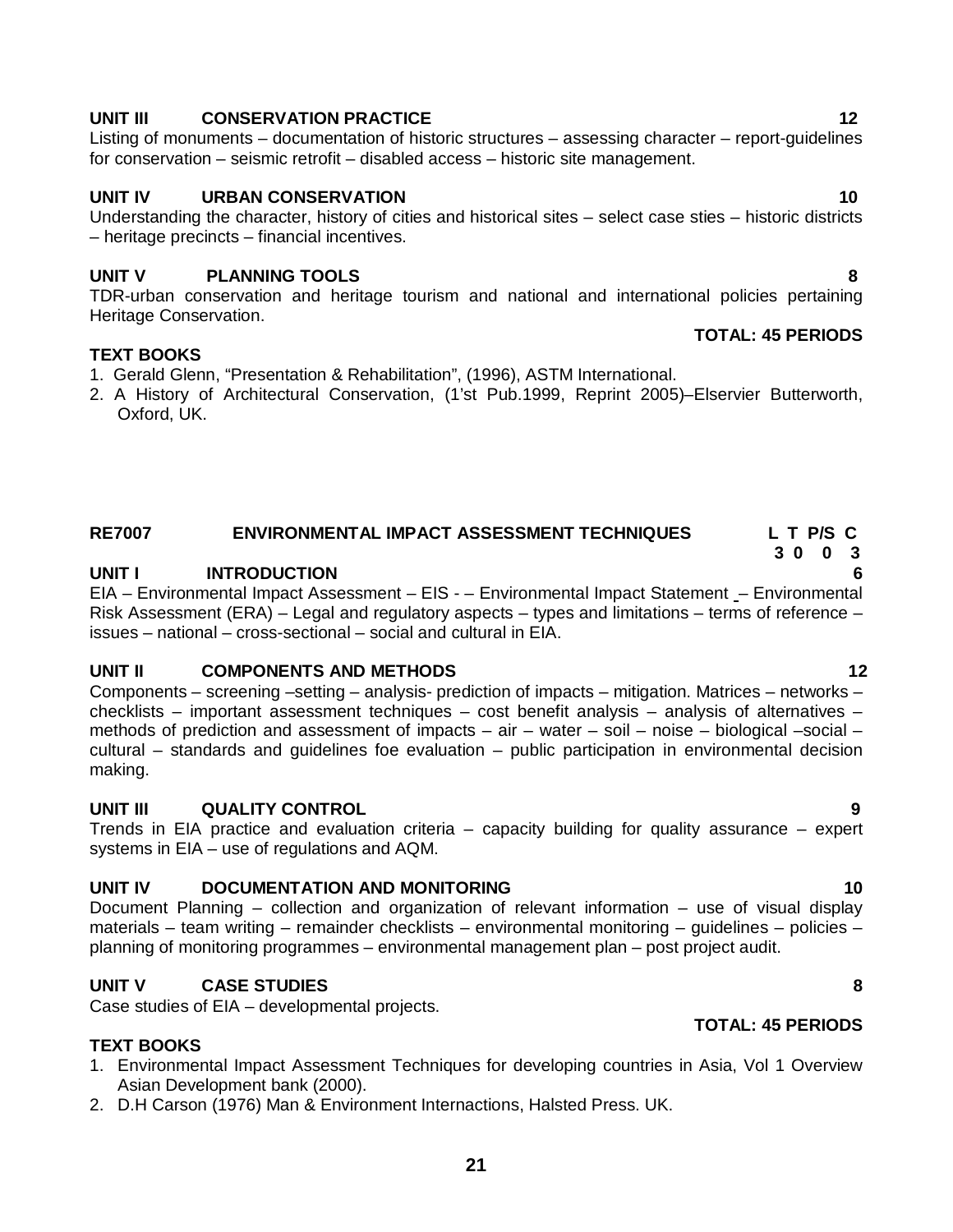**UNIT III CONSERVATION PRACTICE 12**

Listing of monuments – documentation of historic structures – assessing character – report-guidelines for conservation – seismic retrofit – disabled access – historic site management.

**UNIT IV URBAN CONSERVATION 10**

Understanding the character, history of cities and historical sites – select case sties – historic districts – heritage precincts – financial incentives.

**UNIT V PLANNING TOOLS 8**

TDR-urban conservation and heritage tourism and national and international policies pertaining Heritage Conservation.

**TOTAL: 45 PERIODS**

**TEXT BOOKS**

1. Gerald Glenn, "Presentation & Rehabilitation", (1996), ASTM International.
2. A History of Architectural Conservation, (1'st Pub.1999, Reprint 2005)–Elservier Butterworth, Oxford, UK.

## RE7007 ENVIRONMENTAL IMPACT ASSESSMENT TECHNIQUES

| L | T | P/S | C |
|---|---|---|---|
| 3 | 0 | 0 | 3 |

**UNIT I INTRODUCTION 6**

EIA – Environmental Impact Assessment – EIS - – Environmental Impact Statement – Environmental Risk Assessment (ERA) – Legal and regulatory aspects – types and limitations – terms of reference – issues – national – cross-sectional – social and cultural in EIA.

**UNIT II COMPONENTS AND METHODS 12**

Components – screening –setting – analysis- prediction of impacts – mitigation. Matrices – networks – checklists – important assessment techniques – cost benefit analysis – analysis of alternatives – methods of prediction and assessment of impacts – air – water – soil – noise – biological –social – cultural – standards and guidelines foe evaluation – public participation in environmental decision making.

**UNIT III QUALITY CONTROL 9**

Trends in EIA practice and evaluation criteria – capacity building for quality assurance – expert systems in EIA – use of regulations and AQM.

**UNIT IV DOCUMENTATION AND MONITORING 10**

Document Planning – collection and organization of relevant information – use of visual display materials – team writing – remainder checklists – environmental monitoring – guidelines – policies – planning of monitoring programmes – environmental management plan – post project audit.

**UNIT V CASE STUDIES 8**

Case studies of EIA – developmental projects.

**TOTAL: 45 PERIODS**

**TEXT BOOKS**

1. Environmental Impact Assessment Techniques for developing countries in Asia, Vol 1 Overview Asian Development bank (2000).
2. D.H Carson (1976) Man & Environment Internactions, Halsted Press. UK.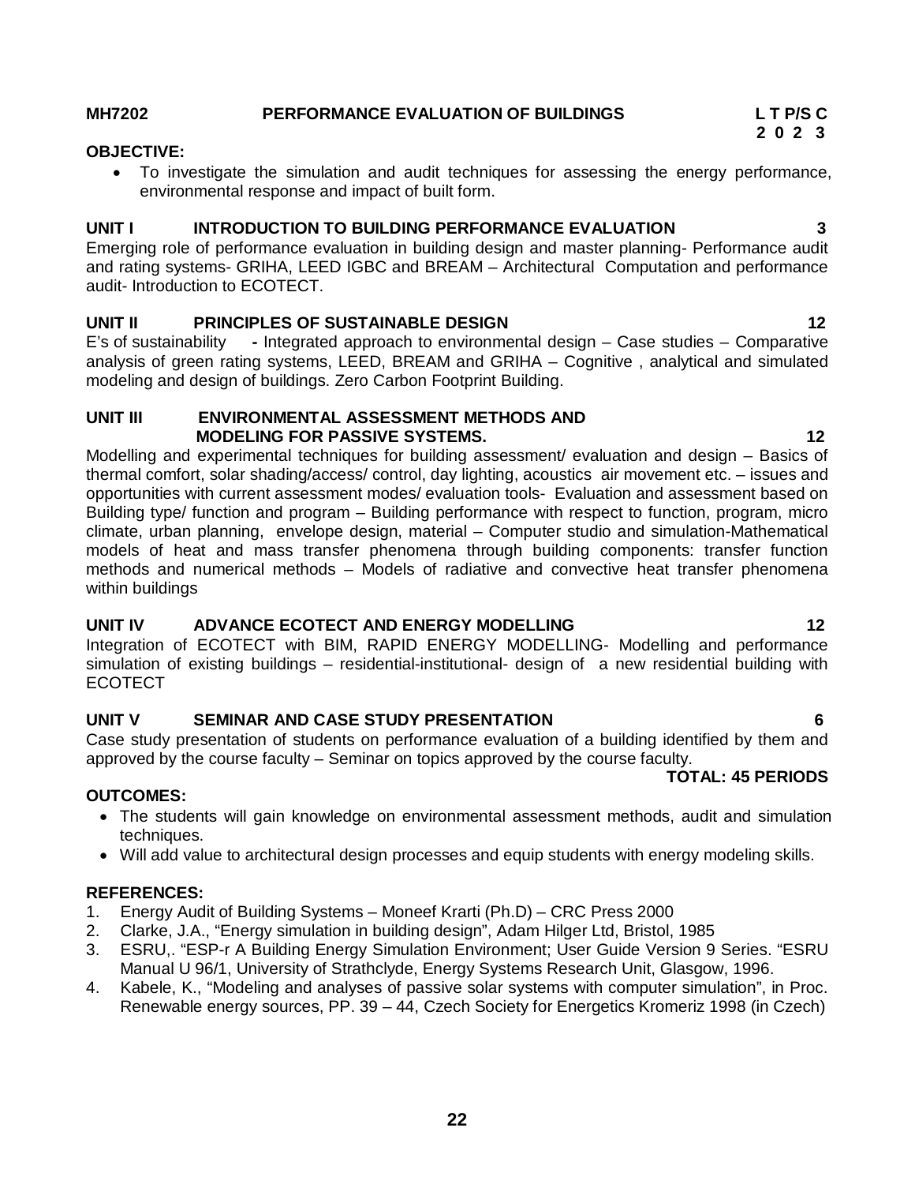**MH7202 PERFORMANCE EVALUATION OF BUILDINGS**

| L | T | P/S | C |
|---|---|---|---|
| 2 | 0 | 2 | 3 |

**OBJECTIVE:**

- To investigate the simulation and audit techniques for assessing the energy performance, environmental response and impact of built form.

**UNIT I INTRODUCTION TO BUILDING PERFORMANCE EVALUATION 3**

Emerging role of performance evaluation in building design and master planning- Performance audit and rating systems- GRIHA, LEED IGBC and BREAM – Architectural Computation and performance audit- Introduction to ECOTECT.

**UNIT II PRINCIPLES OF SUSTAINABLE DESIGN 12**

E's of sustainability - Integrated approach to environmental design – Case studies – Comparative analysis of green rating systems, LEED, BREAM and GRIHA – Cognitive , analytical and simulated modeling and design of buildings. Zero Carbon Footprint Building.

**UNIT III ENVIRONMENTAL ASSESSMENT METHODS AND MODELING FOR PASSIVE SYSTEMS. 12**

Modelling and experimental techniques for building assessment/ evaluation and design – Basics of thermal comfort, solar shading/access/ control, day lighting, acoustics air movement etc. – issues and opportunities with current assessment modes/ evaluation tools- Evaluation and assessment based on Building type/ function and program – Building performance with respect to function, program, micro climate, urban planning, envelope design, material – Computer studio and simulation-Mathematical models of heat and mass transfer phenomena through building components: transfer function methods and numerical methods – Models of radiative and convective heat transfer phenomena within buildings

**UNIT IV ADVANCE ECOTECT AND ENERGY MODELLING 12**

Integration of ECOTECT with BIM, RAPID ENERGY MODELLING- Modelling and performance simulation of existing buildings – residential-institutional- design of a new residential building with ECOTECT

**UNIT V SEMINAR AND CASE STUDY PRESENTATION 6**

Case study presentation of students on performance evaluation of a building identified by them and approved by the course faculty – Seminar on topics approved by the course faculty.

**TOTAL: 45 PERIODS**

**OUTCOMES:**

- The students will gain knowledge on environmental assessment methods, audit and simulation techniques.
- Will add value to architectural design processes and equip students with energy modeling skills.

**REFERENCES:**

1. Energy Audit of Building Systems – Moneef Krarti (Ph.D) – CRC Press 2000
2. Clarke, J.A., "Energy simulation in building design", Adam Hilger Ltd, Bristol, 1985
3. ESRU,. "ESP-r A Building Energy Simulation Environment; User Guide Version 9 Series. "ESRU Manual U 96/1, University of Strathclyde, Energy Systems Research Unit, Glasgow, 1996.
4. Kabele, K., "Modeling and analyses of passive solar systems with computer simulation", in Proc. Renewable energy sources, PP. 39 – 44, Czech Society for Energetics Kromeriz 1998 (in Czech)